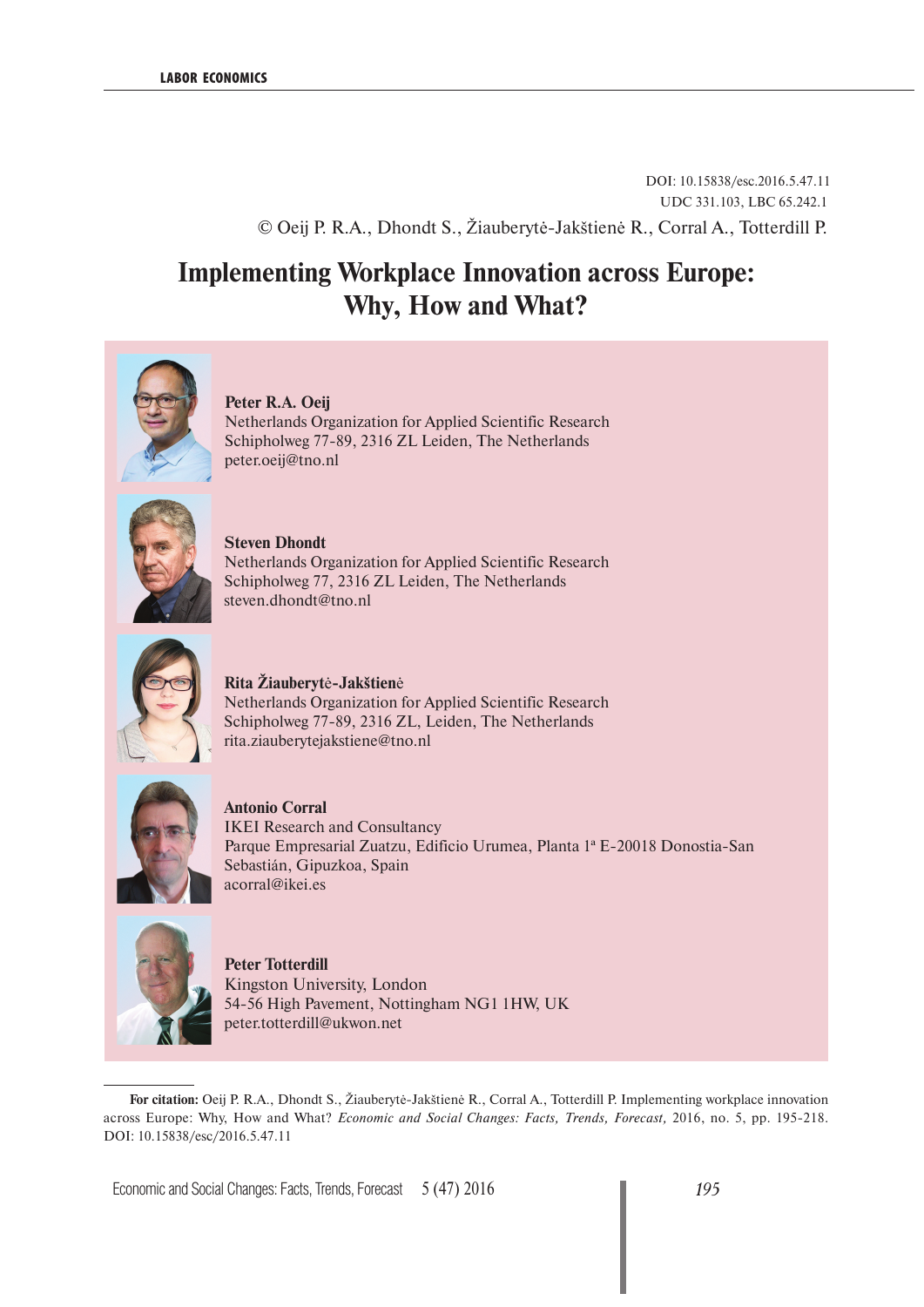DOI: 10.15838/esc.2016.5.47.11
UDC 331.103, LBC 65.242.1

© Oeij P. R.A., Dhondt S., Žiauberytė-Jakštienė R., Corral A., Totterdill P.

# Implementing Workplace Innovation across Europe: Why, How and What?

**Peter R.A. Oeij**
Netherlands Organization for Applied Scientific Research
Schipholweg 77-89, 2316 ZL Leiden, The Netherlands
peter.oeij@tno.nl

**Steven Dhondt**
Netherlands Organization for Applied Scientific Research
Schipholweg 77, 2316 ZL Leiden, The Netherlands
steven.dhondt@tno.nl

**Rita Žiauberytė-Jakštienė**
Netherlands Organization for Applied Scientific Research
Schipholweg 77-89, 2316 ZL, Leiden, The Netherlands
rita.ziauberytejakstiene@tno.nl

**Antonio Corral**
IKEI Research and Consultancy
Parque Empresarial Zuatzu, Edificio Urumea, Planta 1ª E-20018 Donostia-San Sebastián, Gipuzkoa, Spain
acorral@ikei.es

**Peter Totterdill**
Kingston University, London
54-56 High Pavement, Nottingham NG1 1HW, UK
peter.totterdill@ukwon.net

---

**For citation:** Oeij P. R.A., Dhondt S., Žiauberytė-Jakštienė R., Corral A., Totterdill P. Implementing workplace innovation across Europe: Why, How and What? *Economic and Social Changes: Facts, Trends, Forecast,* 2016, no. 5, pp. 195-218. DOI: 10.15838/esc/2016.5.47.11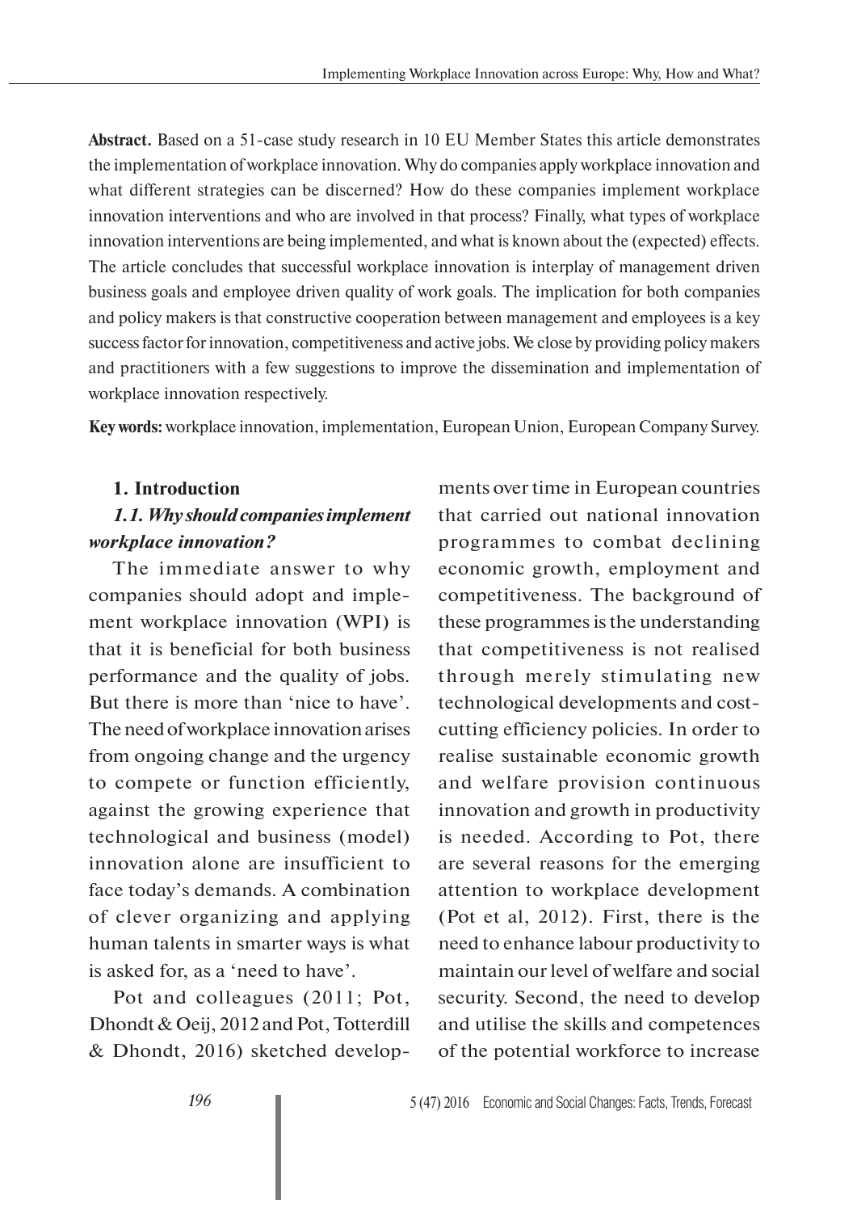**Abstract.** Based on a 51-case study research in 10 EU Member States this article demonstrates the implementation of workplace innovation. Why do companies apply workplace innovation and what different strategies can be discerned? How do these companies implement workplace innovation interventions and who are involved in that process? Finally, what types of workplace innovation interventions are being implemented, and what is known about the (expected) effects. The article concludes that successful workplace innovation is interplay of management driven business goals and employee driven quality of work goals. The implication for both companies and policy makers is that constructive cooperation between management and employees is a key success factor for innovation, competitiveness and active jobs. We close by providing policy makers and practitioners with a few suggestions to improve the dissemination and implementation of workplace innovation respectively.

**Key words:** workplace innovation, implementation, European Union, European Company Survey.

## 1. Introduction

### *1.1. Why should companies implement workplace innovation?*

The immediate answer to why companies should adopt and implement workplace innovation (WPI) is that it is beneficial for both business performance and the quality of jobs. But there is more than 'nice to have'. The need of workplace innovation arises from ongoing change and the urgency to compete or function efficiently, against the growing experience that technological and business (model) innovation alone are insufficient to face today's demands. A combination of clever organizing and applying human talents in smarter ways is what is asked for, as a 'need to have'.

Pot and colleagues (2011; Pot, Dhondt & Oeij, 2012 and Pot, Totterdill & Dhondt, 2016) sketched developments over time in European countries that carried out national innovation programmes to combat declining economic growth, employment and competitiveness. The background of these programmes is the understanding that competitiveness is not realised through merely stimulating new technological developments and cost-cutting efficiency policies. In order to realise sustainable economic growth and welfare provision continuous innovation and growth in productivity is needed. According to Pot, there are several reasons for the emerging attention to workplace development (Pot et al, 2012). First, there is the need to enhance labour productivity to maintain our level of welfare and social security. Second, the need to develop and utilise the skills and competences of the potential workforce to increase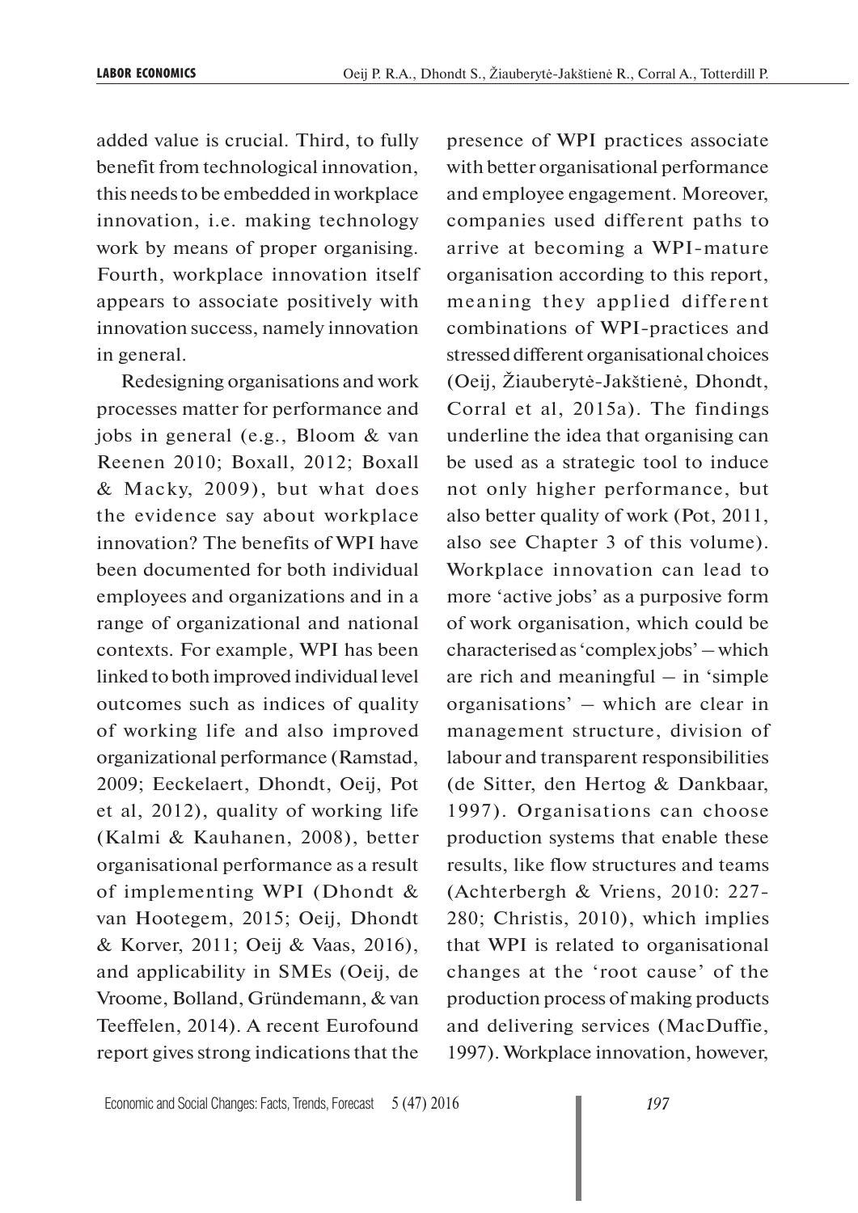added value is crucial. Third, to fully benefit from technological innovation, this needs to be embedded in workplace innovation, i.e. making technology work by means of proper organising. Fourth, workplace innovation itself appears to associate positively with innovation success, namely innovation in general.

Redesigning organisations and work processes matter for performance and jobs in general (e.g., Bloom & van Reenen 2010; Boxall, 2012; Boxall & Macky, 2009), but what does the evidence say about workplace innovation? The benefits of WPI have been documented for both individual employees and organizations and in a range of organizational and national contexts. For example, WPI has been linked to both improved individual level outcomes such as indices of quality of working life and also improved organizational performance (Ramstad, 2009; Eeckelaert, Dhondt, Oeij, Pot et al, 2012), quality of working life (Kalmi & Kauhanen, 2008), better organisational performance as a result of implementing WPI (Dhondt & van Hootegem, 2015; Oeij, Dhondt & Korver, 2011; Oeij & Vaas, 2016), and applicability in SMEs (Oeij, de Vroome, Bolland, Gründemann, & van Teeffelen, 2014). A recent Eurofound report gives strong indications that the presence of WPI practices associate with better organisational performance and employee engagement. Moreover, companies used different paths to arrive at becoming a WPI-mature organisation according to this report, meaning they applied different combinations of WPI-practices and stressed different organisational choices (Oeij, Žiauberytė-Jakštienė, Dhondt, Corral et al, 2015a). The findings underline the idea that organising can be used as a strategic tool to induce not only higher performance, but also better quality of work (Pot, 2011, also see Chapter 3 of this volume). Workplace innovation can lead to more 'active jobs' as a purposive form of work organisation, which could be characterised as 'complex jobs' – which are rich and meaningful – in 'simple organisations' – which are clear in management structure, division of labour and transparent responsibilities (de Sitter, den Hertog & Dankbaar, 1997). Organisations can choose production systems that enable these results, like flow structures and teams (Achterbergh & Vriens, 2010: 227-280; Christis, 2010), which implies that WPI is related to organisational changes at the 'root cause' of the production process of making products and delivering services (MacDuffie, 1997). Workplace innovation, however,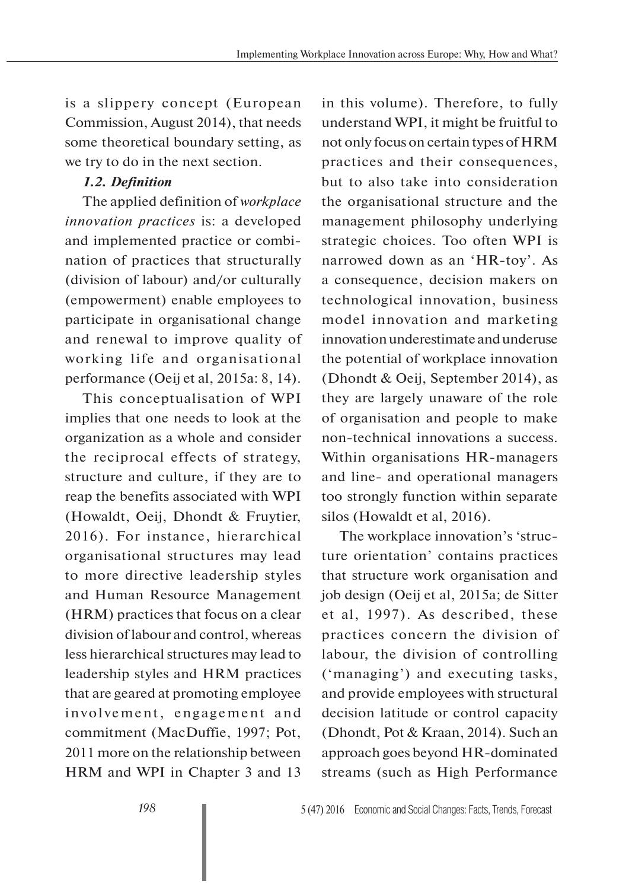is a slippery concept (European Commission, August 2014), that needs some theoretical boundary setting, as we try to do in the next section.

### *1.2. Definition*

The applied definition of *workplace innovation practices* is: a developed and implemented practice or combination of practices that structurally (division of labour) and/or culturally (empowerment) enable employees to participate in organisational change and renewal to improve quality of working life and organisational performance (Oeij et al, 2015a: 8, 14).

This conceptualisation of WPI implies that one needs to look at the organization as a whole and consider the reciprocal effects of strategy, structure and culture, if they are to reap the benefits associated with WPI (Howaldt, Oeij, Dhondt & Fruytier, 2016). For instance, hierarchical organisational structures may lead to more directive leadership styles and Human Resource Management (HRM) practices that focus on a clear division of labour and control, whereas less hierarchical structures may lead to leadership styles and HRM practices that are geared at promoting employee involvement, engagement and commitment (MacDuffie, 1997; Pot, 2011 more on the relationship between HRM and WPI in Chapter 3 and 13 in this volume). Therefore, to fully understand WPI, it might be fruitful to not only focus on certain types of HRM practices and their consequences, but to also take into consideration the organisational structure and the management philosophy underlying strategic choices. Too often WPI is narrowed down as an 'HR-toy'. As a consequence, decision makers on technological innovation, business model innovation and marketing innovation underestimate and underuse the potential of workplace innovation (Dhondt & Oeij, September 2014), as they are largely unaware of the role of organisation and people to make non-technical innovations a success. Within organisations HR-managers and line- and operational managers too strongly function within separate silos (Howaldt et al, 2016).

The workplace innovation's 'structure orientation' contains practices that structure work organisation and job design (Oeij et al, 2015a; de Sitter et al, 1997). As described, these practices concern the division of labour, the division of controlling ('managing') and executing tasks, and provide employees with structural decision latitude or control capacity (Dhondt, Pot & Kraan, 2014). Such an approach goes beyond HR-dominated streams (such as High Performance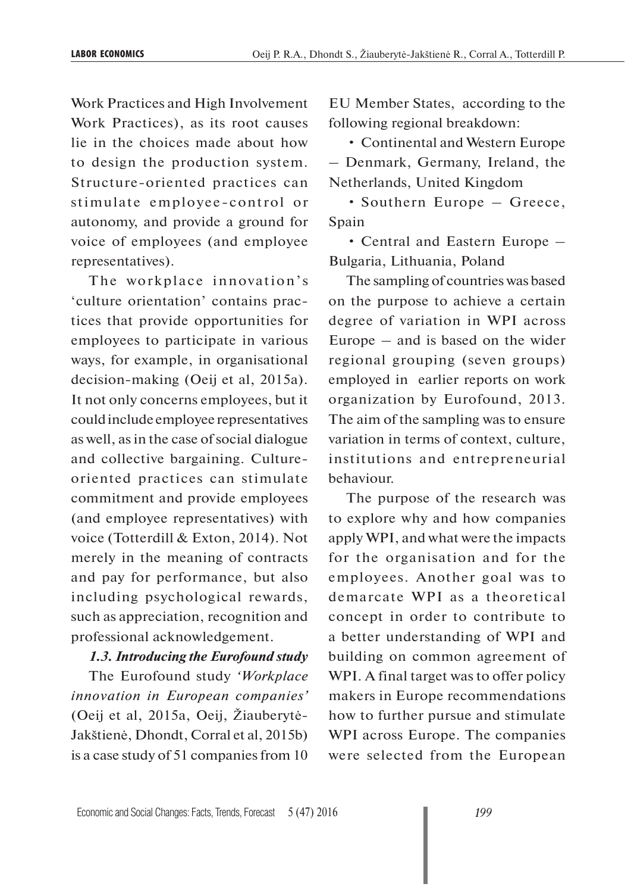Work Practices and High Involvement Work Practices), as its root causes lie in the choices made about how to design the production system. Structure-oriented practices can stimulate employee-control or autonomy, and provide a ground for voice of employees (and employee representatives).

The workplace innovation's 'culture orientation' contains practices that provide opportunities for employees to participate in various ways, for example, in organisational decision-making (Oeij et al, 2015a). It not only concerns employees, but it could include employee representatives as well, as in the case of social dialogue and collective bargaining. Culture-oriented practices can stimulate commitment and provide employees (and employee representatives) with voice (Totterdill & Exton, 2014). Not merely in the meaning of contracts and pay for performance, but also including psychological rewards, such as appreciation, recognition and professional acknowledgement.

***1.3. Introducing the Eurofound study***

The Eurofound study *'Workplace innovation in European companies'* (Oeij et al, 2015a, Oeij, Žiauberytė-Jakštienė, Dhondt, Corral et al, 2015b) is a case study of 51 companies from 10 EU Member States, according to the following regional breakdown:

- Continental and Western Europe – Denmark, Germany, Ireland, the Netherlands, United Kingdom
- Southern Europe – Greece, Spain
- Central and Eastern Europe – Bulgaria, Lithuania, Poland

The sampling of countries was based on the purpose to achieve a certain degree of variation in WPI across Europe – and is based on the wider regional grouping (seven groups) employed in earlier reports on work organization by Eurofound, 2013. The aim of the sampling was to ensure variation in terms of context, culture, institutions and entrepreneurial behaviour.

The purpose of the research was to explore why and how companies apply WPI, and what were the impacts for the organisation and for the employees. Another goal was to demarcate WPI as a theoretical concept in order to contribute to a better understanding of WPI and building on common agreement of WPI. A final target was to offer policy makers in Europe recommendations how to further pursue and stimulate WPI across Europe. The companies were selected from the European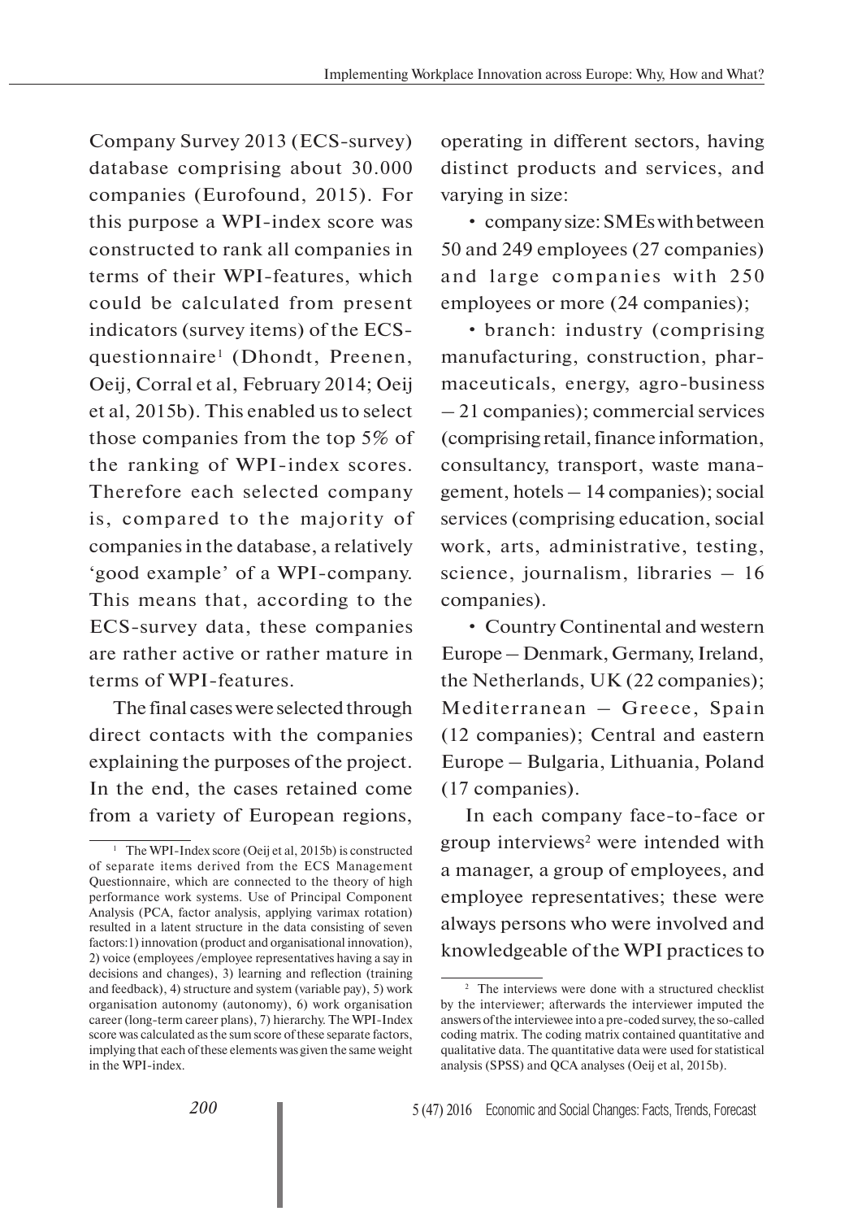Company Survey 2013 (ECS-survey) database comprising about 30.000 companies (Eurofound, 2015). For this purpose a WPI-index score was constructed to rank all companies in terms of their WPI-features, which could be calculated from present indicators (survey items) of the ECS-questionnaire[1] (Dhondt, Preenen, Oeij, Corral et al, February 2014; Oeij et al, 2015b). This enabled us to select those companies from the top 5% of the ranking of WPI-index scores. Therefore each selected company is, compared to the majority of companies in the database, a relatively 'good example' of a WPI-company. This means that, according to the ECS-survey data, these companies are rather active or rather mature in terms of WPI-features.

The final cases were selected through direct contacts with the companies explaining the purposes of the project. In the end, the cases retained come from a variety of European regions, operating in different sectors, having distinct products and services, and varying in size:

- company size: SMEs with between 50 and 249 employees (27 companies) and large companies with 250 employees or more (24 companies);
- branch: industry (comprising manufacturing, construction, pharmaceuticals, energy, agro-business – 21 companies); commercial services (comprising retail, finance information, consultancy, transport, waste management, hotels – 14 companies); social services (comprising education, social work, arts, administrative, testing, science, journalism, libraries – 16 companies).
- Country Continental and western Europe – Denmark, Germany, Ireland, the Netherlands, UK (22 companies); Mediterranean – Greece, Spain (12 companies); Central and eastern Europe – Bulgaria, Lithuania, Poland (17 companies).

In each company face-to-face or group interviews[2] were intended with a manager, a group of employees, and employee representatives; these were always persons who were involved and knowledgeable of the WPI practices to

[1] The WPI-Index score (Oeij et al, 2015b) is constructed of separate items derived from the ECS Management Questionnaire, which are connected to the theory of high performance work systems. Use of Principal Component Analysis (PCA, factor analysis, applying varimax rotation) resulted in a latent structure in the data consisting of seven factors:1) innovation (product and organisational innovation), 2) voice (employees /employee representatives having a say in decisions and changes), 3) learning and reflection (training and feedback), 4) structure and system (variable pay), 5) work organisation autonomy (autonomy), 6) work organisation career (long-term career plans), 7) hierarchy. The WPI-Index score was calculated as the sum score of these separate factors, implying that each of these elements was given the same weight in the WPI-index.

[2] The interviews were done with a structured checklist by the interviewer; afterwards the interviewer imputed the answers of the interviewee into a pre-coded survey, the so-called coding matrix. The coding matrix contained quantitative and qualitative data. The quantitative data were used for statistical analysis (SPSS) and QCA analyses (Oeij et al, 2015b).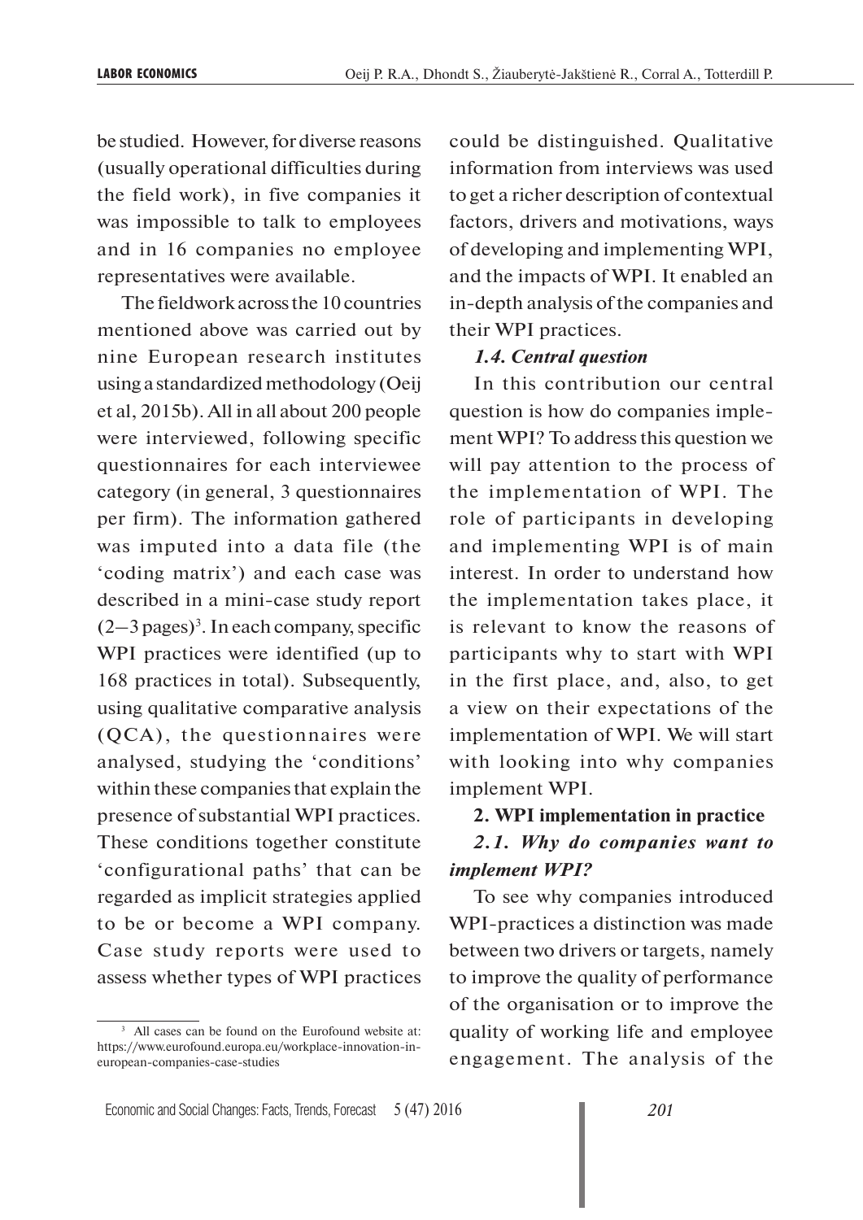be studied. However, for diverse reasons (usually operational difficulties during the field work), in five companies it was impossible to talk to employees and in 16 companies no employee representatives were available.

The fieldwork across the 10 countries mentioned above was carried out by nine European research institutes using a standardized methodology (Oeij et al, 2015b). All in all about 200 people were interviewed, following specific questionnaires for each interviewee category (in general, 3 questionnaires per firm). The information gathered was imputed into a data file (the 'coding matrix') and each case was described in a mini-case study report (2–3 pages)[3]. In each company, specific WPI practices were identified (up to 168 practices in total). Subsequently, using qualitative comparative analysis (QCA), the questionnaires were analysed, studying the 'conditions' within these companies that explain the presence of substantial WPI practices. These conditions together constitute 'configurational paths' that can be regarded as implicit strategies applied to be or become a WPI company. Case study reports were used to assess whether types of WPI practices could be distinguished. Qualitative information from interviews was used to get a richer description of contextual factors, drivers and motivations, ways of developing and implementing WPI, and the impacts of WPI. It enabled an in-depth analysis of the companies and their WPI practices.

### *1.4. Central question*

In this contribution our central question is how do companies implement WPI? To address this question we will pay attention to the process of the implementation of WPI. The role of participants in developing and implementing WPI is of main interest. In order to understand how the implementation takes place, it is relevant to know the reasons of participants why to start with WPI in the first place, and, also, to get a view on their expectations of the implementation of WPI. We will start with looking into why companies implement WPI.

## 2. WPI implementation in practice

### *2.1. Why do companies want to implement WPI?*

To see why companies introduced WPI-practices a distinction was made between two drivers or targets, namely to improve the quality of performance of the organisation or to improve the quality of working life and employee engagement. The analysis of the

[3] All cases can be found on the Eurofound website at: https://www.eurofound.europa.eu/workplace-innovation-in-european-companies-case-studies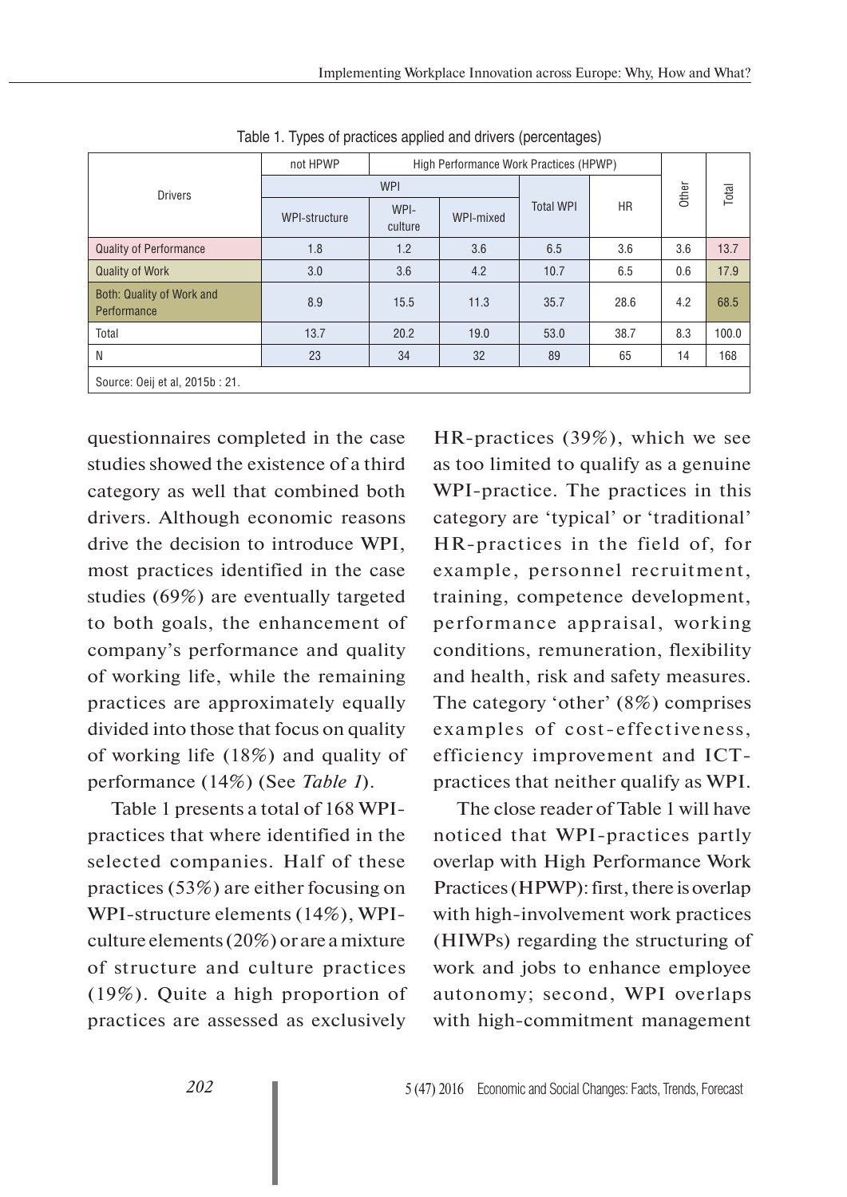Table 1. Types of practices applied and drivers (percentages)

| Drivers | not HPWP | High Performance Work Practices (HPWP) | | | | Other | Total |
|---|---|---|---|---|---|---|---|
| | WPI | | | | | | |
| | WPI-structure | WPI-culture | WPI-mixed | Total WPI | HR | | |
| Quality of Performance | 1.8 | 1.2 | 3.6 | 6.5 | 3.6 | 3.6 | 13.7 |
| Quality of Work | 3.0 | 3.6 | 4.2 | 10.7 | 6.5 | 0.6 | 17.9 |
| Both: Quality of Work and Performance | 8.9 | 15.5 | 11.3 | 35.7 | 28.6 | 4.2 | 68.5 |
| Total | 13.7 | 20.2 | 19.0 | 53.0 | 38.7 | 8.3 | 100.0 |
| N | 23 | 34 | 32 | 89 | 65 | 14 | 168 |

Source: Oeij et al, 2015b : 21.

questionnaires completed in the case studies showed the existence of a third category as well that combined both drivers. Although economic reasons drive the decision to introduce WPI, most practices identified in the case studies (69%) are eventually targeted to both goals, the enhancement of company's performance and quality of working life, while the remaining practices are approximately equally divided into those that focus on quality of working life (18%) and quality of performance (14%) (See *Table 1*).

Table 1 presents a total of 168 WPI-practices that where identified in the selected companies. Half of these practices (53%) are either focusing on WPI-structure elements (14%), WPI-culture elements (20%) or are a mixture of structure and culture practices (19%). Quite a high proportion of practices are assessed as exclusively HR-practices (39%), which we see as too limited to qualify as a genuine WPI-practice. The practices in this category are 'typical' or 'traditional' HR-practices in the field of, for example, personnel recruitment, training, competence development, performance appraisal, working conditions, remuneration, flexibility and health, risk and safety measures. The category 'other' (8%) comprises examples of cost-effectiveness, efficiency improvement and ICT-practices that neither qualify as WPI.

The close reader of Table 1 will have noticed that WPI-practices partly overlap with High Performance Work Practices (HPWP): first, there is overlap with high-involvement work practices (HIWPs) regarding the structuring of work and jobs to enhance employee autonomy; second, WPI overlaps with high-commitment management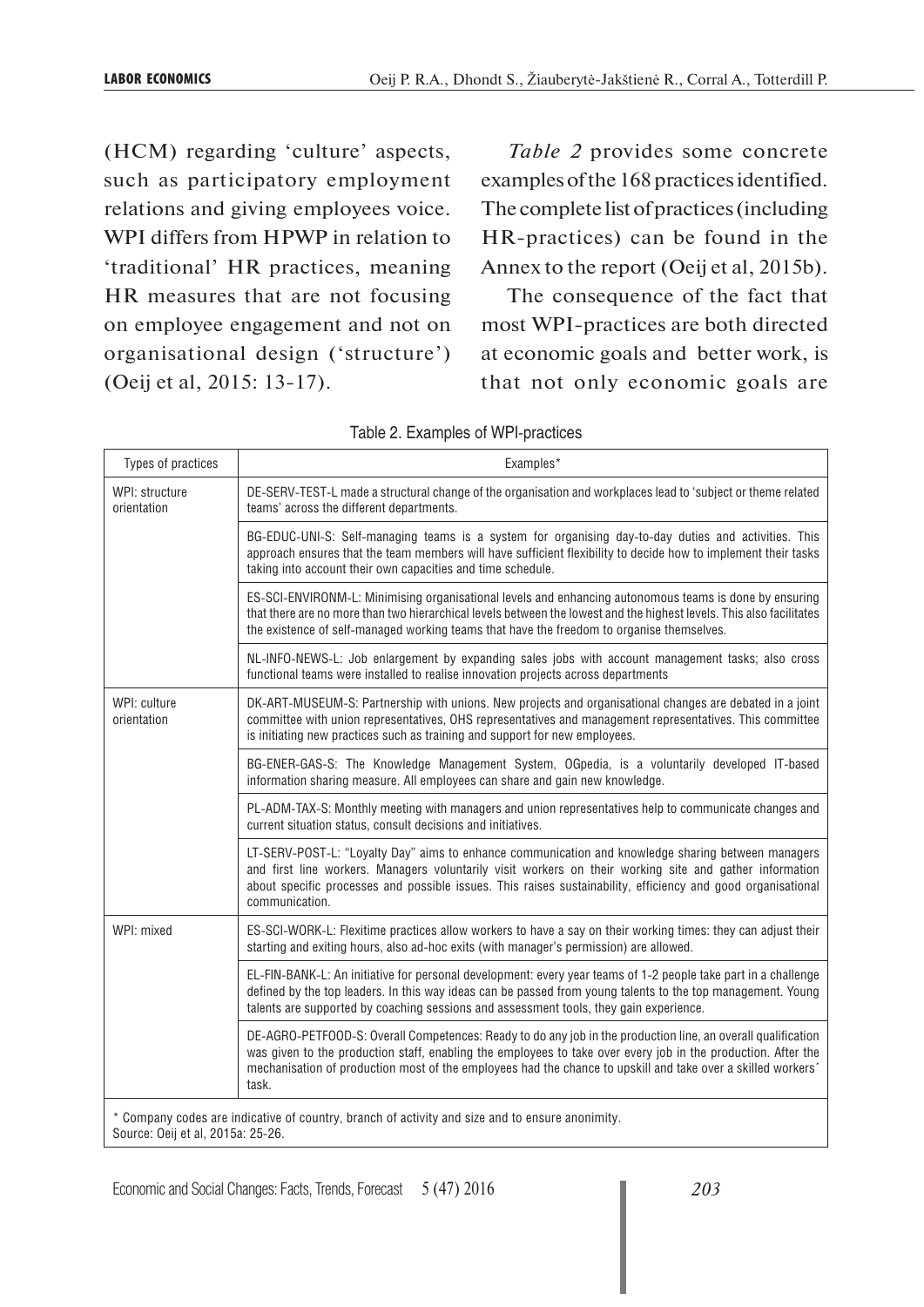(HCM) regarding 'culture' aspects, such as participatory employment relations and giving employees voice. WPI differs from HPWP in relation to 'traditional' HR practices, meaning HR measures that are not focusing on employee engagement and not on organisational design ('structure') (Oeij et al, 2015: 13-17).

*Table 2* provides some concrete examples of the 168 practices identified. The complete list of practices (including HR-practices) can be found in the Annex to the report (Oeij et al, 2015b).

The consequence of the fact that most WPI-practices are both directed at economic goals and better work, is that not only economic goals are

Table 2. Examples of WPI-practices

| Types of practices | Examples* |
|---|---|
| WPI: structure orientation | DE-SERV-TEST-L made a structural change of the organisation and workplaces lead to 'subject or theme related teams' across the different departments. |
| | BG-EDUC-UNI-S: Self-managing teams is a system for organising day-to-day duties and activities. This approach ensures that the team members will have sufficient flexibility to decide how to implement their tasks taking into account their own capacities and time schedule. |
| | ES-SCI-ENVIRONM-L: Minimising organisational levels and enhancing autonomous teams is done by ensuring that there are no more than two hierarchical levels between the lowest and the highest levels. This also facilitates the existence of self-managed working teams that have the freedom to organise themselves. |
| | NL-INFO-NEWS-L: Job enlargement by expanding sales jobs with account management tasks; also cross functional teams were installed to realise innovation projects across departments |
| WPI: culture orientation | DK-ART-MUSEUM-S: Partnership with unions. New projects and organisational changes are debated in a joint committee with union representatives, OHS representatives and management representatives. This committee is initiating new practices such as training and support for new employees. |
| | BG-ENER-GAS-S: The Knowledge Management System, OGpedia, is a voluntarily developed IT-based information sharing measure. All employees can share and gain new knowledge. |
| | PL-ADM-TAX-S: Monthly meeting with managers and union representatives help to communicate changes and current situation status, consult decisions and initiatives. |
| | LT-SERV-POST-L: "Loyalty Day" aims to enhance communication and knowledge sharing between managers and first line workers. Managers voluntarily visit workers on their working site and gather information about specific processes and possible issues. This raises sustainability, efficiency and good organisational communication. |
| WPI: mixed | ES-SCI-WORK-L: Flexitime practices allow workers to have a say on their working times: they can adjust their starting and exiting hours, also ad-hoc exits (with manager's permission) are allowed. |
| | EL-FIN-BANK-L: An initiative for personal development: every year teams of 1-2 people take part in a challenge defined by the top leaders. In this way ideas can be passed from young talents to the top management. Young talents are supported by coaching sessions and assessment tools, they gain experience. |
| | DE-AGRO-PETFOOD-S: Overall Competences: Ready to do any job in the production line, an overall qualification was given to the production staff, enabling the employees to take over every job in the production. After the mechanisation of production most of the employees had the chance to upskill and take over a skilled workers´ task. |

\* Company codes are indicative of country, branch of activity and size and to ensure anonimity.
Source: Oeij et al, 2015a: 25-26.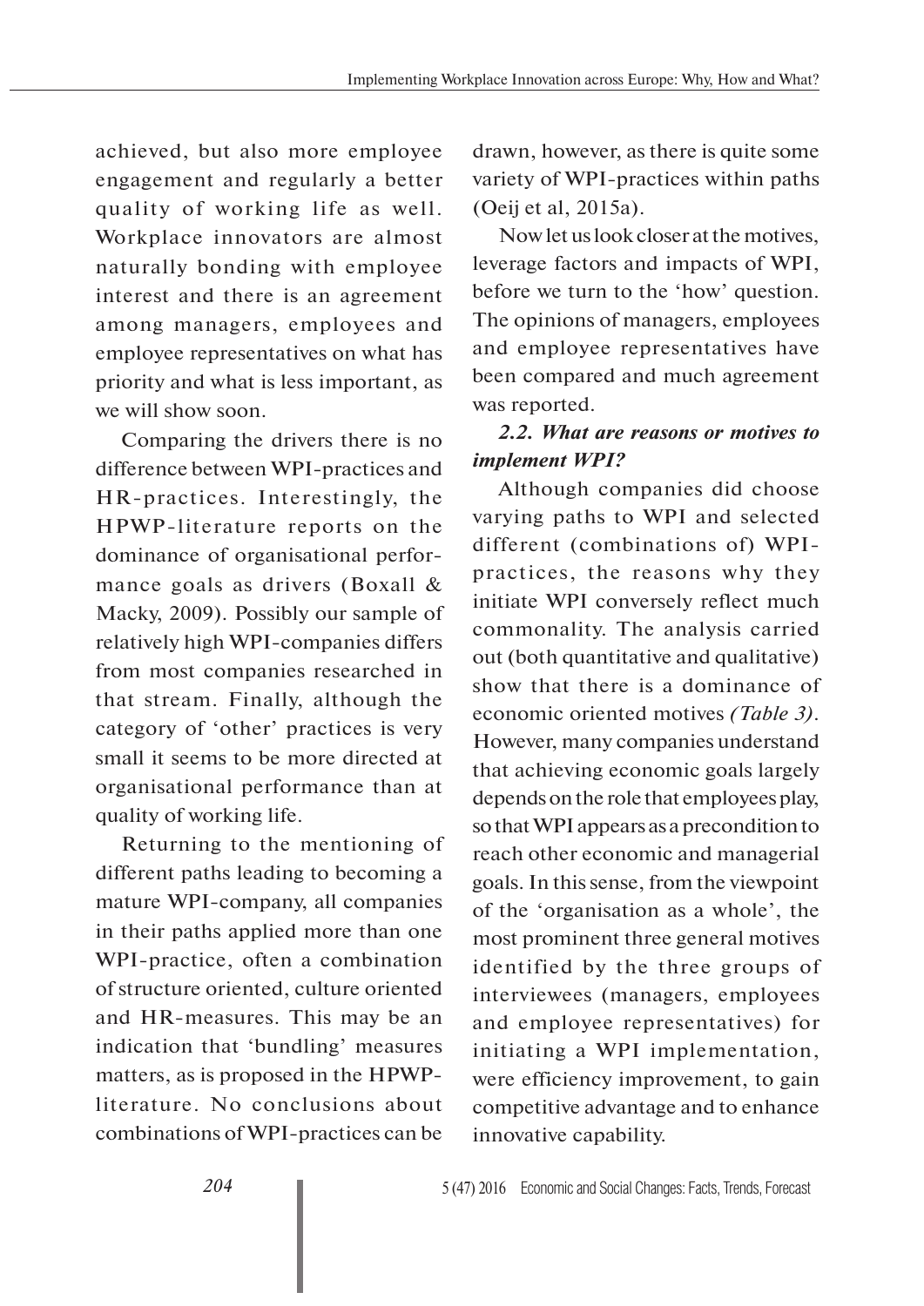achieved, but also more employee engagement and regularly a better quality of working life as well. Workplace innovators are almost naturally bonding with employee interest and there is an agreement among managers, employees and employee representatives on what has priority and what is less important, as we will show soon.

Comparing the drivers there is no difference between WPI-practices and HR-practices. Interestingly, the HPWP-literature reports on the dominance of organisational performance goals as drivers (Boxall & Macky, 2009). Possibly our sample of relatively high WPI-companies differs from most companies researched in that stream. Finally, although the category of 'other' practices is very small it seems to be more directed at organisational performance than at quality of working life.

Returning to the mentioning of different paths leading to becoming a mature WPI-company, all companies in their paths applied more than one WPI-practice, often a combination of structure oriented, culture oriented and HR-measures. This may be an indication that 'bundling' measures matters, as is proposed in the HPWP-literature. No conclusions about combinations of WPI-practices can be drawn, however, as there is quite some variety of WPI-practices within paths (Oeij et al, 2015a).

Now let us look closer at the motives, leverage factors and impacts of WPI, before we turn to the 'how' question. The opinions of managers, employees and employee representatives have been compared and much agreement was reported.

### *2.2. What are reasons or motives to implement WPI?*

Although companies did choose varying paths to WPI and selected different (combinations of) WPI-practices, the reasons why they initiate WPI conversely reflect much commonality. The analysis carried out (both quantitative and qualitative) show that there is a dominance of economic oriented motives *(Table 3)*. However, many companies understand that achieving economic goals largely depends on the role that employees play, so that WPI appears as a precondition to reach other economic and managerial goals. In this sense, from the viewpoint of the 'organisation as a whole', the most prominent three general motives identified by the three groups of interviewees (managers, employees and employee representatives) for initiating a WPI implementation, were efficiency improvement, to gain competitive advantage and to enhance innovative capability.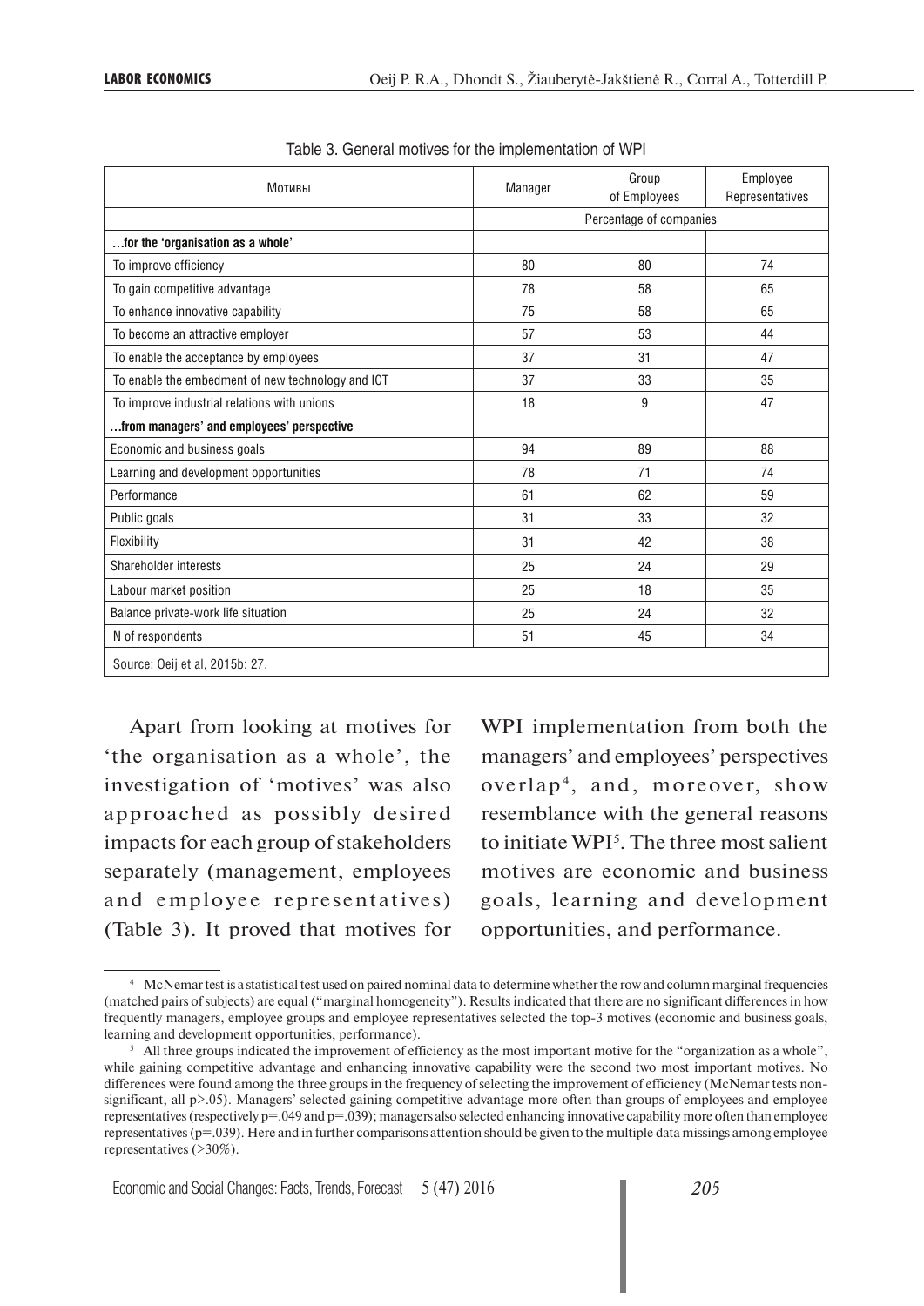Table 3. General motives for the implementation of WPI

| Мотивы | Manager | Group of Employees | Employee Representatives |
|---|---|---|---|
| | Percentage of companies | | |
| **…for the 'organisation as a whole'** | | | |
| To improve efficiency | 80 | 80 | 74 |
| To gain competitive advantage | 78 | 58 | 65 |
| To enhance innovative capability | 75 | 58 | 65 |
| To become an attractive employer | 57 | 53 | 44 |
| To enable the acceptance by employees | 37 | 31 | 47 |
| To enable the embedment of new technology and ICT | 37 | 33 | 35 |
| To improve industrial relations with unions | 18 | 9 | 47 |
| **…from managers' and employees' perspective** | | | |
| Economic and business goals | 94 | 89 | 88 |
| Learning and development opportunities | 78 | 71 | 74 |
| Performance | 61 | 62 | 59 |
| Public goals | 31 | 33 | 32 |
| Flexibility | 31 | 42 | 38 |
| Shareholder interests | 25 | 24 | 29 |
| Labour market position | 25 | 18 | 35 |
| Balance private-work life situation | 25 | 24 | 32 |
| N of respondents | 51 | 45 | 34 |
| Source: Oeij et al, 2015b: 27. | | | |

Apart from looking at motives for 'the organisation as a whole', the investigation of 'motives' was also approached as possibly desired impacts for each group of stakeholders separately (management, employees and employee representatives) (Table 3). It proved that motives for WPI implementation from both the managers' and employees' perspectives overlap[4], and, moreover, show resemblance with the general reasons to initiate WPI[5]. The three most salient motives are economic and business goals, learning and development opportunities, and performance.

[4] McNemar test is a statistical test used on paired nominal data to determine whether the row and column marginal frequencies (matched pairs of subjects) are equal ("marginal homogeneity"). Results indicated that there are no significant differences in how frequently managers, employee groups and employee representatives selected the top-3 motives (economic and business goals, learning and development opportunities, performance).

[5] All three groups indicated the improvement of efficiency as the most important motive for the "organization as a whole", while gaining competitive advantage and enhancing innovative capability were the second two most important motives. No differences were found among the three groups in the frequency of selecting the improvement of efficiency (McNemar tests non-significant, all $p>.05$). Managers' selected gaining competitive advantage more often than groups of employees and employee representatives (respectively $p=.049$ and $p=.039$); managers also selected enhancing innovative capability more often than employee representatives ($p=.039$). Here and in further comparisons attention should be given to the multiple data missings among employee representatives (>30%).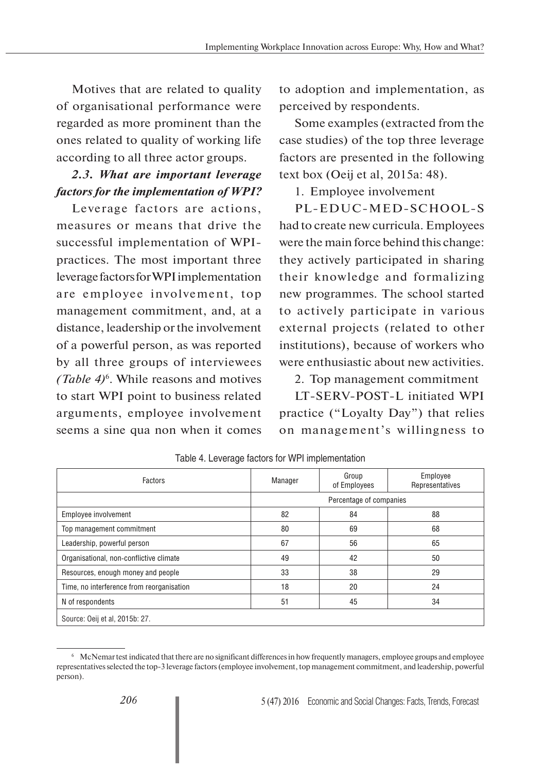Motives that are related to quality of organisational performance were regarded as more prominent than the ones related to quality of working life according to all three actor groups.

### *2.3. What are important leverage factors for the implementation of WPI?*

Leverage factors are actions, measures or means that drive the successful implementation of WPI-practices. The most important three leverage factors for WPI implementation are employee involvement, top management commitment, and, at a distance, leadership or the involvement of a powerful person, as was reported by all three groups of interviewees *(Table 4)*[6]. While reasons and motives to start WPI point to business related arguments, employee involvement seems a sine qua non when it comes to adoption and implementation, as perceived by respondents.

Some examples (extracted from the case studies) of the top three leverage factors are presented in the following text box (Oeij et al, 2015a: 48).

1. Employee involvement

PL-EDUC-MED-SCHOOL-S had to create new curricula. Employees were the main force behind this change: they actively participated in sharing their knowledge and formalizing new programmes. The school started to actively participate in various external projects (related to other institutions), because of workers who were enthusiastic about new activities.

2. Top management commitment

LT-SERV-POST-L initiated WPI practice ("Loyalty Day") that relies on management's willingness to

Table 4. Leverage factors for WPI implementation

| Factors | Manager | Group of Employees | Employee Representatives |
|---|---|---|---|
| | Percentage of companies | | |
| Employee involvement | 82 | 84 | 88 |
| Top management commitment | 80 | 69 | 68 |
| Leadership, powerful person | 67 | 56 | 65 |
| Organisational, non-conflictive climate | 49 | 42 | 50 |
| Resources, enough money and people | 33 | 38 | 29 |
| Time, no interference from reorganisation | 18 | 20 | 24 |
| N of respondents | 51 | 45 | 34 |

Source: Oeij et al, 2015b: 27.

[6] McNemar test indicated that there are no significant differences in how frequently managers, employee groups and employee representatives selected the top-3 leverage factors (employee involvement, top management commitment, and leadership, powerful person).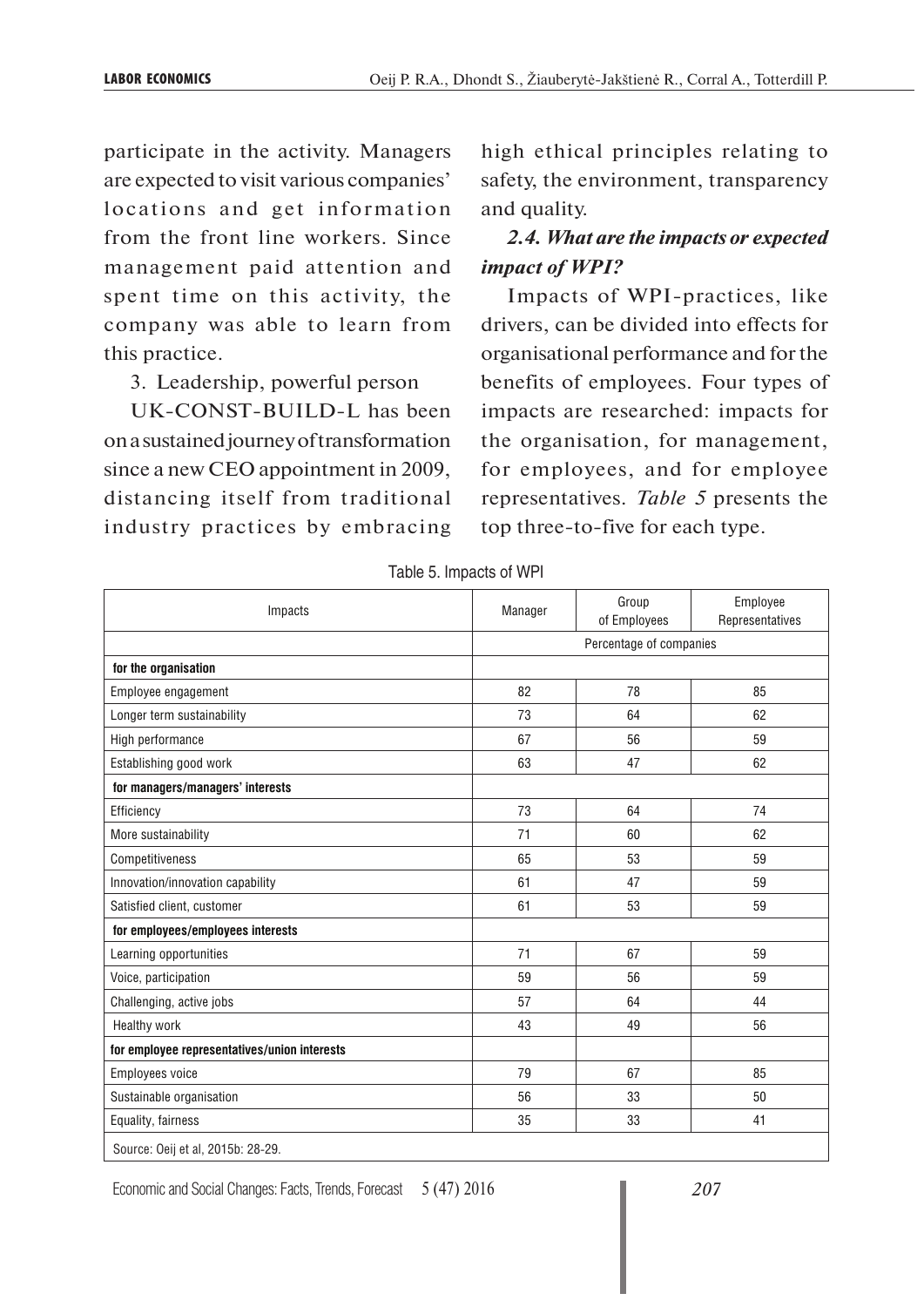participate in the activity. Managers are expected to visit various companies' locations and get information from the front line workers. Since management paid attention and spent time on this activity, the company was able to learn from this practice.

3. Leadership, powerful person

UK-CONST-BUILD-L has been on a sustained journey of transformation since a new CEO appointment in 2009, distancing itself from traditional industry practices by embracing high ethical principles relating to safety, the environment, transparency and quality.

### *2.4. What are the impacts or expected impact of WPI?*

Impacts of WPI-practices, like drivers, can be divided into effects for organisational performance and for the benefits of employees. Four types of impacts are researched: impacts for the organisation, for management, for employees, and for employee representatives. *Table 5* presents the top three-to-five for each type.

Table 5. Impacts of WPI

| Impacts | Manager | Group of Employees | Employee Representatives |
|---|---|---|---|
| | Percentage of companies | | |
| **for the organisation** | | | |
| Employee engagement | 82 | 78 | 85 |
| Longer term sustainability | 73 | 64 | 62 |
| High performance | 67 | 56 | 59 |
| Establishing good work | 63 | 47 | 62 |
| **for managers/managers' interests** | | | |
| Efficiency | 73 | 64 | 74 |
| More sustainability | 71 | 60 | 62 |
| Competitiveness | 65 | 53 | 59 |
| Innovation/innovation capability | 61 | 47 | 59 |
| Satisfied client, customer | 61 | 53 | 59 |
| **for employees/employees interests** | | | |
| Learning opportunities | 71 | 67 | 59 |
| Voice, participation | 59 | 56 | 59 |
| Challenging, active jobs | 57 | 64 | 44 |
| Healthy work | 43 | 49 | 56 |
| **for employee representatives/union interests** | | | |
| Employees voice | 79 | 67 | 85 |
| Sustainable organisation | 56 | 33 | 50 |
| Equality, fairness | 35 | 33 | 41 |

Source: Oeij et al, 2015b: 28-29.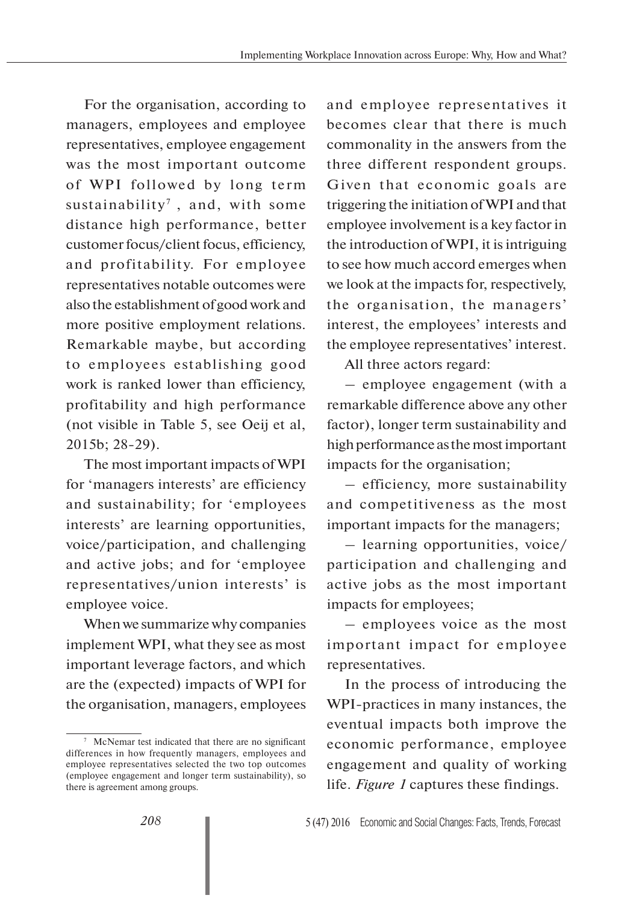For the organisation, according to managers, employees and employee representatives, employee engagement was the most important outcome of WPI followed by long term sustainability[7], and, with some distance high performance, better customer focus/client focus, efficiency, and profitability. For employee representatives notable outcomes were also the establishment of good work and more positive employment relations. Remarkable maybe, but according to employees establishing good work is ranked lower than efficiency, profitability and high performance (not visible in Table 5, see Oeij et al, 2015b; 28-29).

The most important impacts of WPI for 'managers interests' are efficiency and sustainability; for 'employees interests' are learning opportunities, voice/participation, and challenging and active jobs; and for 'employee representatives/union interests' is employee voice.

When we summarize why companies implement WPI, what they see as most important leverage factors, and which are the (expected) impacts of WPI for the organisation, managers, employees and employee representatives it becomes clear that there is much commonality in the answers from the three different respondent groups. Given that economic goals are triggering the initiation of WPI and that employee involvement is a key factor in the introduction of WPI, it is intriguing to see how much accord emerges when we look at the impacts for, respectively, the organisation, the managers' interest, the employees' interests and the employee representatives' interest.

All three actors regard:

– employee engagement (with a remarkable difference above any other factor), longer term sustainability and high performance as the most important impacts for the organisation;

– efficiency, more sustainability and competitiveness as the most important impacts for the managers;

– learning opportunities, voice/participation and challenging and active jobs as the most important impacts for employees;

– employees voice as the most important impact for employee representatives.

In the process of introducing the WPI-practices in many instances, the eventual impacts both improve the economic performance, employee engagement and quality of working life. *Figure 1* captures these findings.

[7] McNemar test indicated that there are no significant differences in how frequently managers, employees and employee representatives selected the two top outcomes (employee engagement and longer term sustainability), so there is agreement among groups.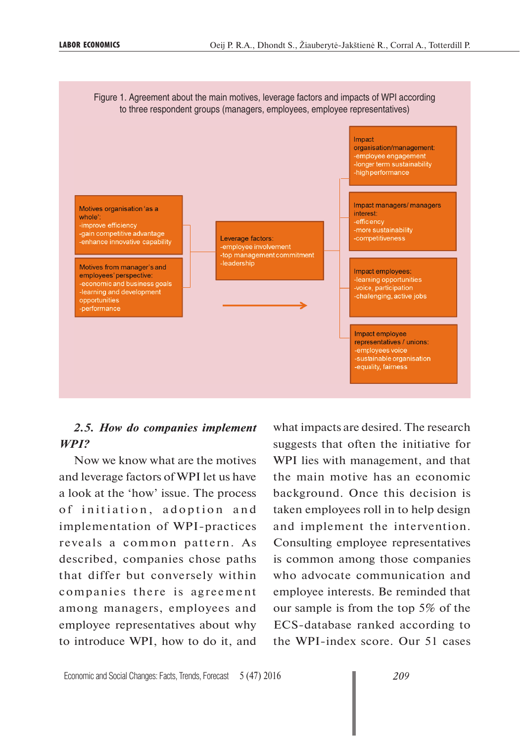Figure 1. Agreement about the main motives, leverage factors and impacts of WPI according to three respondent groups (managers, employees, employee representatives)

Motives organisation 'as a whole':
- improve efficiency
- gain competitive advantage
- enhance innovative capability

Motives from manager's and employees' perspective:
- economic and business goals
- learning and development opportunities
- performance

Leverage factors:
- employee involvement
- top management commitment
- leadership

Impact organisation/management:
- employee engagement
- longer term sustainability
- high performance

Impact managers/ managers interest:
- efficency
- more sustainability
- competitiveness

Impact employees:
- learning opportunities
- voice, participation
- challenging, active jobs

Impact employee representatives / unions:
- employees voice
- sustainable organisation
- equality, fairness

### *2.5. How do companies implement WPI?*

Now we know what are the motives and leverage factors of WPI let us have a look at the 'how' issue. The process of initiation, adoption and implementation of WPI-practices reveals a common pattern. As described, companies chose paths that differ but conversely within companies there is agreement among managers, employees and employee representatives about why to introduce WPI, how to do it, and what impacts are desired. The research suggests that often the initiative for WPI lies with management, and that the main motive has an economic background. Once this decision is taken employees roll in to help design and implement the intervention. Consulting employee representatives is common among those companies who advocate communication and employee interests. Be reminded that our sample is from the top 5% of the ECS-database ranked according to the WPI-index score. Our 51 cases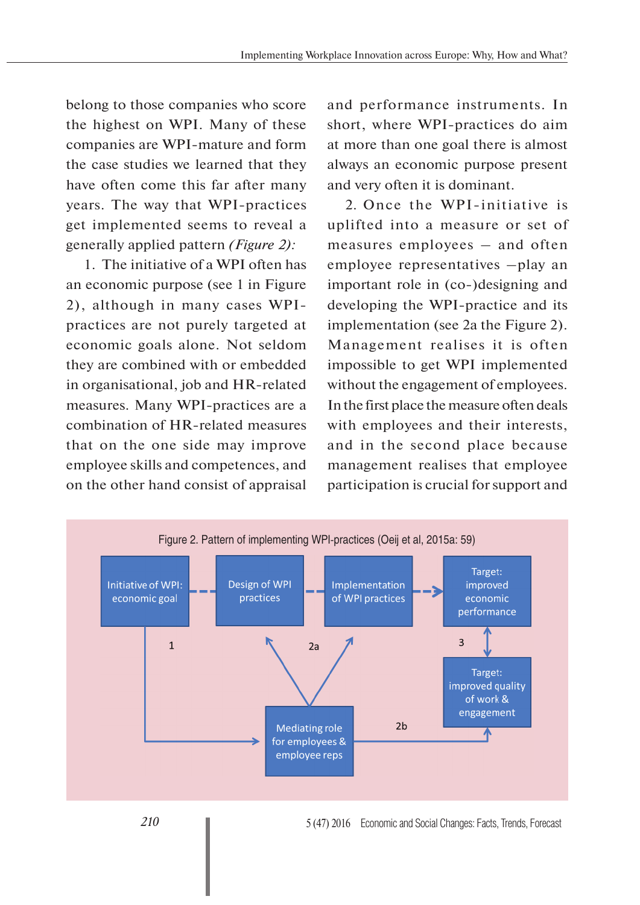belong to those companies who score the highest on WPI. Many of these companies are WPI-mature and form the case studies we learned that they have often come this far after many years. The way that WPI-practices get implemented seems to reveal a generally applied pattern *(Figure 2):*

1. The initiative of a WPI often has an economic purpose (see 1 in Figure 2), although in many cases WPI-practices are not purely targeted at economic goals alone. Not seldom they are combined with or embedded in organisational, job and HR-related measures. Many WPI-practices are a combination of HR-related measures that on the one side may improve employee skills and competences, and on the other hand consist of appraisal and performance instruments. In short, where WPI-practices do aim at more than one goal there is almost always an economic purpose present and very often it is dominant.

2. Once the WPI-initiative is uplifted into a measure or set of measures employees – and often employee representatives –play an important role in (co-)designing and developing the WPI-practice and its implementation (see 2a the Figure 2). Management realises it is often impossible to get WPI implemented without the engagement of employees. In the first place the measure often deals with employees and their interests, and in the second place because management realises that employee participation is crucial for support and

Figure 2. Pattern of implementing WPI-practices (Oeij et al, 2015a: 59)

Initiative of WPI: economic goal → Design of WPI practices → Implementation of WPI practices → Target: improved economic performance

1: Initiative of WPI: economic goal → Mediating role for employees & employee reps

2a: Mediating role for employees & employee reps → Design of WPI practices; Implementation of WPI practices

2b: Mediating role for employees & employee reps → Target: improved quality of work & engagement

3: Target: improved economic performance ↔ Target: improved quality of work & engagement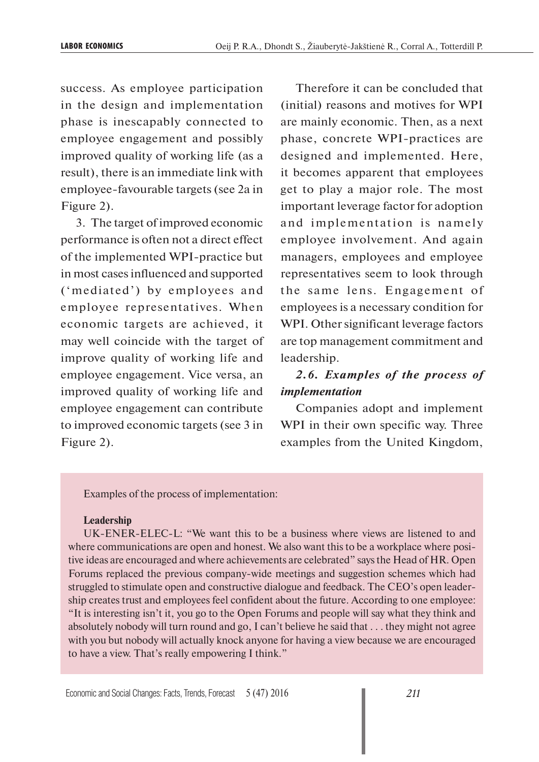success. As employee participation in the design and implementation phase is inescapably connected to employee engagement and possibly improved quality of working life (as a result), there is an immediate link with employee-favourable targets (see 2a in Figure 2).

3. The target of improved economic performance is often not a direct effect of the implemented WPI-practice but in most cases influenced and supported ('mediated') by employees and employee representatives. When economic targets are achieved, it may well coincide with the target of improve quality of working life and employee engagement. Vice versa, an improved quality of working life and employee engagement can contribute to improved economic targets (see 3 in Figure 2).

Therefore it can be concluded that (initial) reasons and motives for WPI are mainly economic. Then, as a next phase, concrete WPI-practices are designed and implemented. Here, it becomes apparent that employees get to play a major role. The most important leverage factor for adoption and implementation is namely employee involvement. And again managers, employees and employee representatives seem to look through the same lens. Engagement of employees is a necessary condition for WPI. Other significant leverage factors are top management commitment and leadership.

### *2.6. Examples of the process of implementation*

Companies adopt and implement WPI in their own specific way. Three examples from the United Kingdom,

> Examples of the process of implementation:
>
> **Leadership**
>
> UK-ENER-ELEC-L: "We want this to be a business where views are listened to and where communications are open and honest. We also want this to be a workplace where positive ideas are encouraged and where achievements are celebrated" says the Head of HR. Open Forums replaced the previous company-wide meetings and suggestion schemes which had struggled to stimulate open and constructive dialogue and feedback. The CEO's open leadership creates trust and employees feel confident about the future. According to one employee: "It is interesting isn't it, you go to the Open Forums and people will say what they think and absolutely nobody will turn round and go, I can't believe he said that . . . they might not agree with you but nobody will actually knock anyone for having a view because we are encouraged to have a view. That's really empowering I think."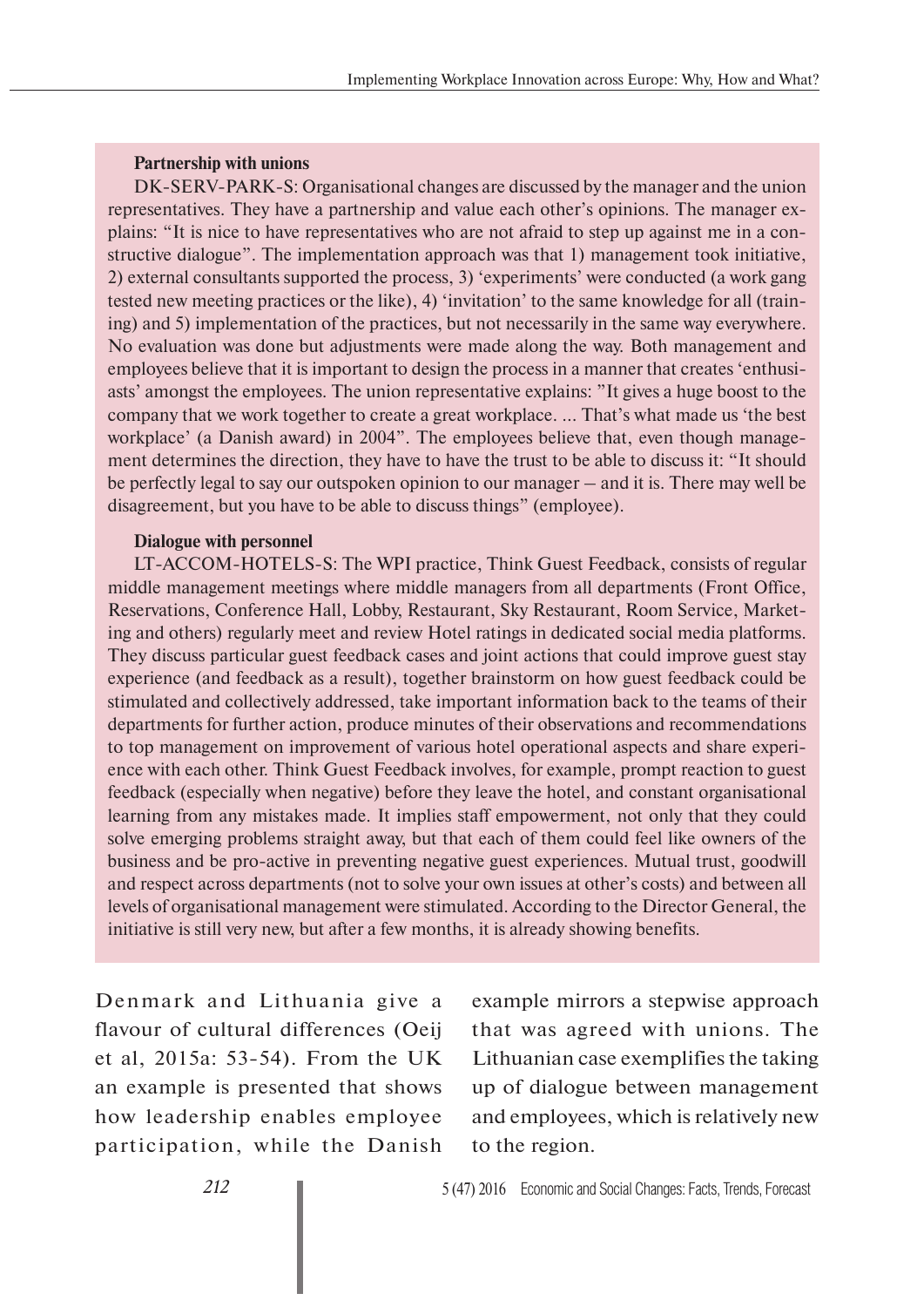**Partnership with unions**

DK-SERV-PARK-S: Organisational changes are discussed by the manager and the union representatives. They have a partnership and value each other's opinions. The manager explains: "It is nice to have representatives who are not afraid to step up against me in a constructive dialogue". The implementation approach was that 1) management took initiative, 2) external consultants supported the process, 3) 'experiments' were conducted (a work gang tested new meeting practices or the like), 4) 'invitation' to the same knowledge for all (training) and 5) implementation of the practices, but not necessarily in the same way everywhere. No evaluation was done but adjustments were made along the way. Both management and employees believe that it is important to design the process in a manner that creates 'enthusiasts' amongst the employees. The union representative explains: "It gives a huge boost to the company that we work together to create a great workplace. ... That's what made us 'the best workplace' (a Danish award) in 2004". The employees believe that, even though management determines the direction, they have to have the trust to be able to discuss it: "It should be perfectly legal to say our outspoken opinion to our manager – and it is. There may well be disagreement, but you have to be able to discuss things" (employee).

**Dialogue with personnel**

LT-ACCOM-HOTELS-S: The WPI practice, Think Guest Feedback, consists of regular middle management meetings where middle managers from all departments (Front Office, Reservations, Conference Hall, Lobby, Restaurant, Sky Restaurant, Room Service, Marketing and others) regularly meet and review Hotel ratings in dedicated social media platforms. They discuss particular guest feedback cases and joint actions that could improve guest stay experience (and feedback as a result), together brainstorm on how guest feedback could be stimulated and collectively addressed, take important information back to the teams of their departments for further action, produce minutes of their observations and recommendations to top management on improvement of various hotel operational aspects and share experience with each other. Think Guest Feedback involves, for example, prompt reaction to guest feedback (especially when negative) before they leave the hotel, and constant organisational learning from any mistakes made. It implies staff empowerment, not only that they could solve emerging problems straight away, but that each of them could feel like owners of the business and be pro-active in preventing negative guest experiences. Mutual trust, goodwill and respect across departments (not to solve your own issues at other's costs) and between all levels of organisational management were stimulated. According to the Director General, the initiative is still very new, but after a few months, it is already showing benefits.

Denmark and Lithuania give a flavour of cultural differences (Oeij et al, 2015a: 53-54). From the UK an example is presented that shows how leadership enables employee participation, while the Danish example mirrors a stepwise approach that was agreed with unions. The Lithuanian case exemplifies the taking up of dialogue between management and employees, which is relatively new to the region.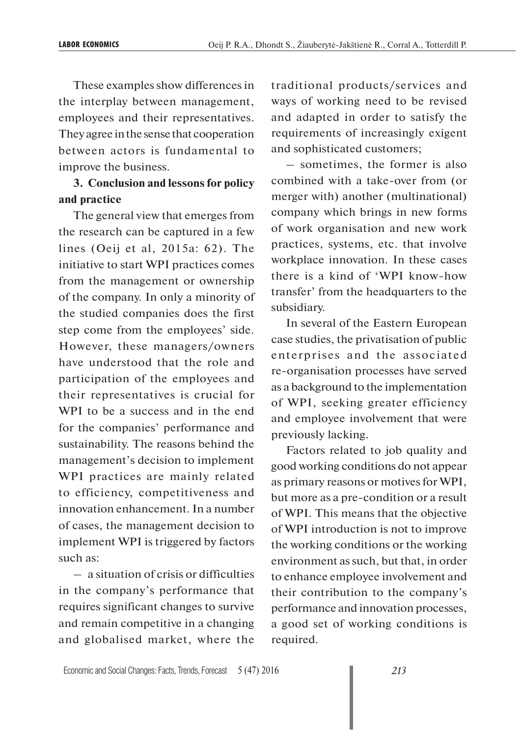These examples show differences in the interplay between management, employees and their representatives. They agree in the sense that cooperation between actors is fundamental to improve the business.

## 3. Conclusion and lessons for policy and practice

The general view that emerges from the research can be captured in a few lines (Oeij et al, 2015a: 62). The initiative to start WPI practices comes from the management or ownership of the company. In only a minority of the studied companies does the first step come from the employees' side. However, these managers/owners have understood that the role and participation of the employees and their representatives is crucial for WPI to be a success and in the end for the companies' performance and sustainability. The reasons behind the management's decision to implement WPI practices are mainly related to efficiency, competitiveness and innovation enhancement. In a number of cases, the management decision to implement WPI is triggered by factors such as:

– a situation of crisis or difficulties in the company's performance that requires significant changes to survive and remain competitive in a changing and globalised market, where the traditional products/services and ways of working need to be revised and adapted in order to satisfy the requirements of increasingly exigent and sophisticated customers;

– sometimes, the former is also combined with a take-over from (or merger with) another (multinational) company which brings in new forms of work organisation and new work practices, systems, etc. that involve workplace innovation. In these cases there is a kind of 'WPI know-how transfer' from the headquarters to the subsidiary.

In several of the Eastern European case studies, the privatisation of public enterprises and the associated re-organisation processes have served as a background to the implementation of WPI, seeking greater efficiency and employee involvement that were previously lacking.

Factors related to job quality and good working conditions do not appear as primary reasons or motives for WPI, but more as a pre-condition or a result of WPI. This means that the objective of WPI introduction is not to improve the working conditions or the working environment as such, but that, in order to enhance employee involvement and their contribution to the company's performance and innovation processes, a good set of working conditions is required.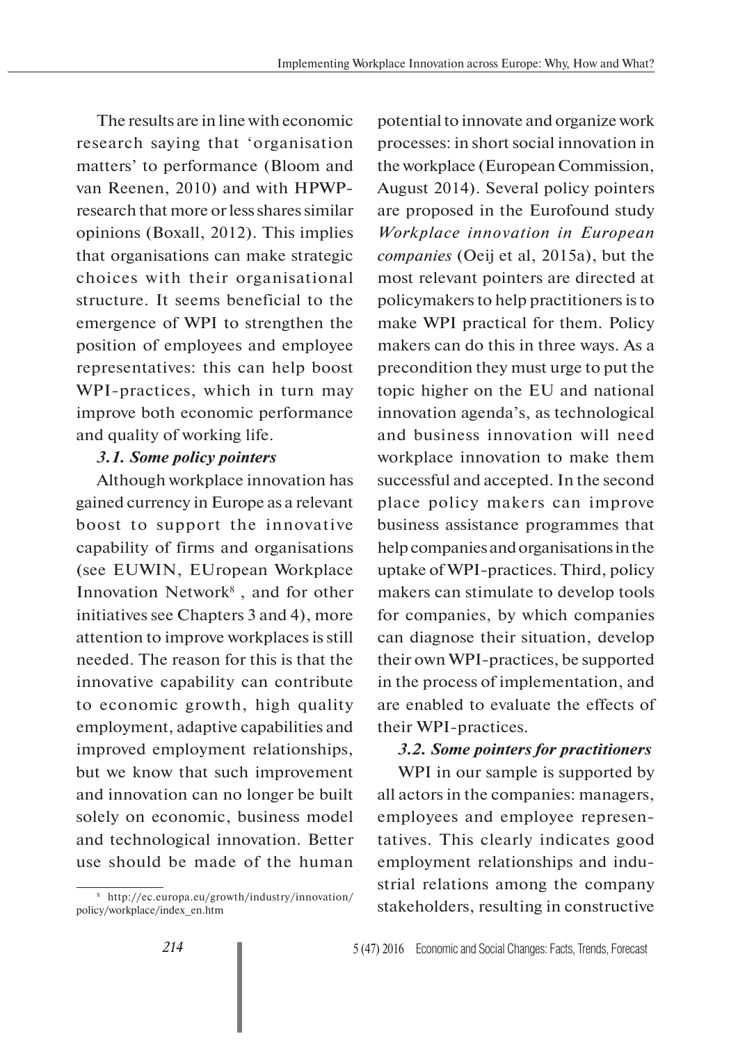The results are in line with economic research saying that 'organisation matters' to performance (Bloom and van Reenen, 2010) and with HPWP-research that more or less shares similar opinions (Boxall, 2012). This implies that organisations can make strategic choices with their organisational structure. It seems beneficial to the emergence of WPI to strengthen the position of employees and employee representatives: this can help boost WPI-practices, which in turn may improve both economic performance and quality of working life.

### *3.1. Some policy pointers*

Although workplace innovation has gained currency in Europe as a relevant boost to support the innovative capability of firms and organisations (see EUWIN, EUropean Workplace Innovation Network[8] , and for other initiatives see Chapters 3 and 4), more attention to improve workplaces is still needed. The reason for this is that the innovative capability can contribute to economic growth, high quality employment, adaptive capabilities and improved employment relationships, but we know that such improvement and innovation can no longer be built solely on economic, business model and technological innovation. Better use should be made of the human potential to innovate and organize work processes: in short social innovation in the workplace (European Commission, August 2014). Several policy pointers are proposed in the Eurofound study *Workplace innovation in European companies* (Oeij et al, 2015a), but the most relevant pointers are directed at policymakers to help practitioners is to make WPI practical for them. Policy makers can do this in three ways. As a precondition they must urge to put the topic higher on the EU and national innovation agenda's, as technological and business innovation will need workplace innovation to make them successful and accepted. In the second place policy makers can improve business assistance programmes that help companies and organisations in the uptake of WPI-practices. Third, policy makers can stimulate to develop tools for companies, by which companies can diagnose their situation, develop their own WPI-practices, be supported in the process of implementation, and are enabled to evaluate the effects of their WPI-practices.

### *3.2. Some pointers for practitioners*

WPI in our sample is supported by all actors in the companies: managers, employees and employee representatives. This clearly indicates good employment relationships and industrial relations among the company stakeholders, resulting in constructive

---

[8] http://ec.europa.eu/growth/industry/innovation/policy/workplace/index_en.htm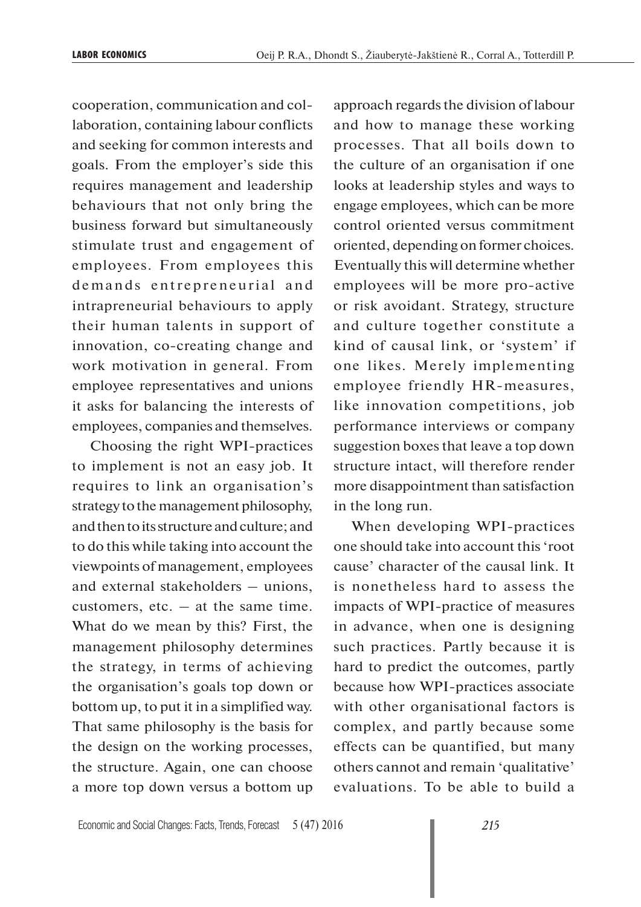cooperation, communication and collaboration, containing labour conflicts and seeking for common interests and goals. From the employer's side this requires management and leadership behaviours that not only bring the business forward but simultaneously stimulate trust and engagement of employees. From employees this demands entrepreneurial and intrapreneurial behaviours to apply their human talents in support of innovation, co-creating change and work motivation in general. From employee representatives and unions it asks for balancing the interests of employees, companies and themselves.

Choosing the right WPI-practices to implement is not an easy job. It requires to link an organisation's strategy to the management philosophy, and then to its structure and culture; and to do this while taking into account the viewpoints of management, employees and external stakeholders – unions, customers, etc. – at the same time. What do we mean by this? First, the management philosophy determines the strategy, in terms of achieving the organisation's goals top down or bottom up, to put it in a simplified way. That same philosophy is the basis for the design on the working processes, the structure. Again, one can choose a more top down versus a bottom up approach regards the division of labour and how to manage these working processes. That all boils down to the culture of an organisation if one looks at leadership styles and ways to engage employees, which can be more control oriented versus commitment oriented, depending on former choices. Eventually this will determine whether employees will be more pro-active or risk avoidant. Strategy, structure and culture together constitute a kind of causal link, or 'system' if one likes. Merely implementing employee friendly HR-measures, like innovation competitions, job performance interviews or company suggestion boxes that leave a top down structure intact, will therefore render more disappointment than satisfaction in the long run.

When developing WPI-practices one should take into account this 'root cause' character of the causal link. It is nonetheless hard to assess the impacts of WPI-practice of measures in advance, when one is designing such practices. Partly because it is hard to predict the outcomes, partly because how WPI-practices associate with other organisational factors is complex, and partly because some effects can be quantified, but many others cannot and remain 'qualitative' evaluations. To be able to build a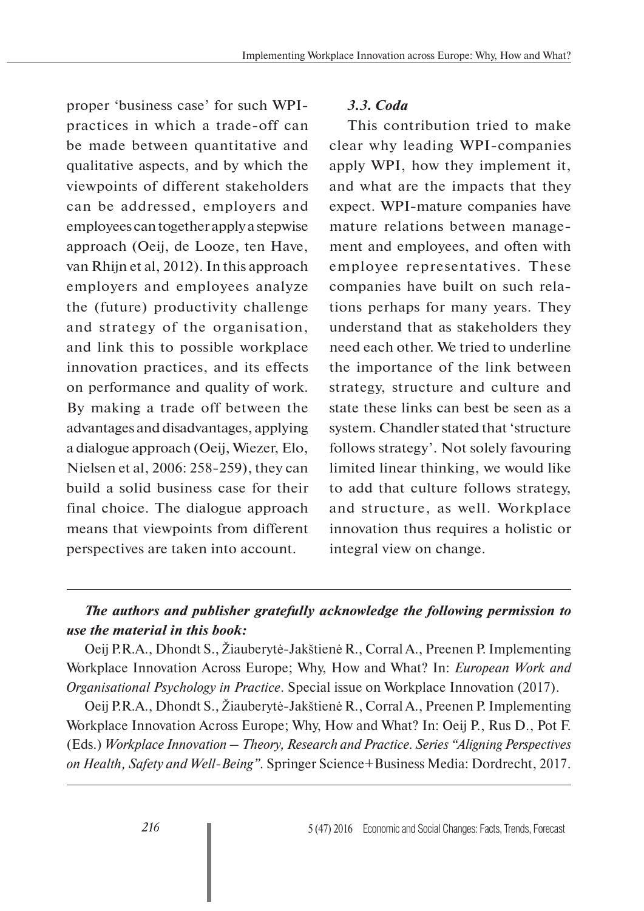proper 'business case' for such WPI-practices in which a trade-off can be made between quantitative and qualitative aspects, and by which the viewpoints of different stakeholders can be addressed, employers and employees can together apply a stepwise approach (Oeij, de Looze, ten Have, van Rhijn et al, 2012). In this approach employers and employees analyze the (future) productivity challenge and strategy of the organisation, and link this to possible workplace innovation practices, and its effects on performance and quality of work. By making a trade off between the advantages and disadvantages, applying a dialogue approach (Oeij, Wiezer, Elo, Nielsen et al, 2006: 258-259), they can build a solid business case for their final choice. The dialogue approach means that viewpoints from different perspectives are taken into account.

### *3.3. Coda*

This contribution tried to make clear why leading WPI-companies apply WPI, how they implement it, and what are the impacts that they expect. WPI-mature companies have mature relations between management and employees, and often with employee representatives. These companies have built on such relations perhaps for many years. They understand that as stakeholders they need each other. We tried to underline the importance of the link between strategy, structure and culture and state these links can best be seen as a system. Chandler stated that 'structure follows strategy'. Not solely favouring limited linear thinking, we would like to add that culture follows strategy, and structure, as well. Workplace innovation thus requires a holistic or integral view on change.

---

***The authors and publisher gratefully acknowledge the following permission to use the material in this book:***

Oeij P.R.A., Dhondt S., Žiauberytė-Jakštienė R., Corral A., Preenen P. Implementing Workplace Innovation Across Europe; Why, How and What? In: *European Work and Organisational Psychology in Practice*. Special issue on Workplace Innovation (2017).

Oeij P.R.A., Dhondt S., Žiauberytė-Jakštienė R., Corral A., Preenen P. Implementing Workplace Innovation Across Europe; Why, How and What? In: Oeij P., Rus D., Pot F. (Eds.) *Workplace Innovation – Theory, Research and Practice. Series "Aligning Perspectives on Health, Safety and Well-Being"*. Springer Science+Business Media: Dordrecht, 2017.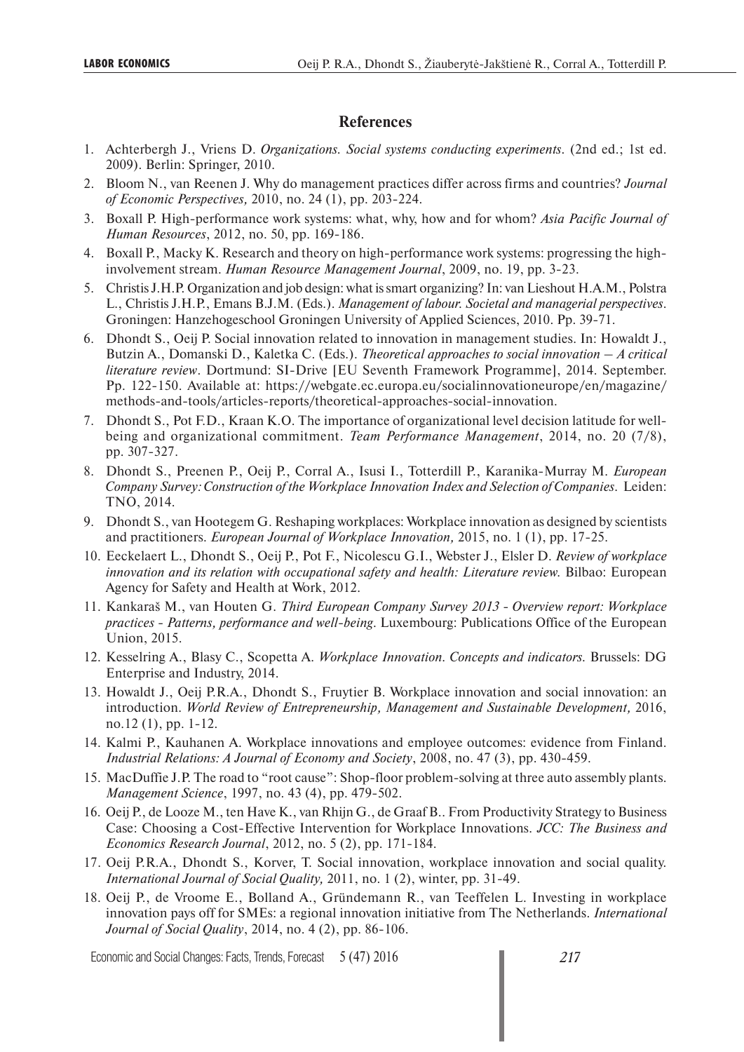## References

1. Achterbergh J., Vriens D. *Organizations. Social systems conducting experiments*. (2nd ed.; 1st ed. 2009). Berlin: Springer, 2010.
2. Bloom N., van Reenen J. Why do management practices differ across firms and countries? *Journal of Economic Perspectives,* 2010, no. 24 (1), pp. 203-224.
3. Boxall P. High-performance work systems: what, why, how and for whom? *Asia Pacific Journal of Human Resources*, 2012, no. 50, pp. 169-186.
4. Boxall P., Macky K. Research and theory on high-performance work systems: progressing the high-involvement stream. *Human Resource Management Journal*, 2009, no. 19, pp. 3-23.
5. Christis J.H.P. Organization and job design: what is smart organizing? In: van Lieshout H.A.M., Polstra L., Christis J.H.P., Emans B.J.M. (Eds.). *Management of labour. Societal and managerial perspectives*. Groningen: Hanzehogeschool Groningen University of Applied Sciences, 2010. Pp. 39-71.
6. Dhondt S., Oeij P. Social innovation related to innovation in management studies. In: Howaldt J., Butzin A., Domanski D., Kaletka C. (Eds.). *Theoretical approaches to social innovation – A critical literature review*. Dortmund: SI-Drive [EU Seventh Framework Programme], 2014. September. Pp. 122-150. Available at: https://webgate.ec.europa.eu/socialinnovationeurope/en/magazine/methods-and-tools/articles-reports/theoretical-approaches-social-innovation.
7. Dhondt S., Pot F.D., Kraan K.O. The importance of organizational level decision latitude for well-being and organizational commitment. *Team Performance Management*, 2014, no. 20 (7/8), pp. 307-327.
8. Dhondt S., Preenen P., Oeij P., Corral A., Isusi I., Totterdill P., Karanika-Murray M. *European Company Survey: Construction of the Workplace Innovation Index and Selection of Companies*. Leiden: TNO, 2014.
9. Dhondt S., van Hootegem G. Reshaping workplaces: Workplace innovation as designed by scientists and practitioners. *European Journal of Workplace Innovation,* 2015, no. 1 (1), pp. 17-25.
10. Eeckelaert L., Dhondt S., Oeij P., Pot F., Nicolescu G.I., Webster J., Elsler D. *Review of workplace innovation and its relation with occupational safety and health: Literature review.* Bilbao: European Agency for Safety and Health at Work, 2012.
11. Kankaraš M., van Houten G. *Third European Company Survey 2013 - Overview report: Workplace practices - Patterns, performance and well-being*. Luxembourg: Publications Office of the European Union, 2015.
12. Kesselring A., Blasy C., Scopetta A. *Workplace Innovation. Concepts and indicators.* Brussels: DG Enterprise and Industry, 2014.
13. Howaldt J., Oeij P.R.A., Dhondt S., Fruytier B. Workplace innovation and social innovation: an introduction. *World Review of Entrepreneurship, Management and Sustainable Development,* 2016, no.12 (1), pp. 1-12.
14. Kalmi P., Kauhanen A. Workplace innovations and employee outcomes: evidence from Finland. *Industrial Relations: A Journal of Economy and Society*, 2008, no. 47 (3), pp. 430-459.
15. MacDuffie J.P. The road to "root cause": Shop-floor problem-solving at three auto assembly plants. *Management Science*, 1997, no. 43 (4), pp. 479-502.
16. Oeij P., de Looze M., ten Have K., van Rhijn G., de Graaf B.. From Productivity Strategy to Business Case: Choosing a Cost-Effective Intervention for Workplace Innovations. *JCC: The Business and Economics Research Journal*, 2012, no. 5 (2), pp. 171-184.
17. Oeij P.R.A., Dhondt S., Korver, T. Social innovation, workplace innovation and social quality. *International Journal of Social Quality,* 2011, no. 1 (2), winter, pp. 31-49.
18. Oeij P., de Vroome E., Bolland A., Gründemann R., van Teeffelen L. Investing in workplace innovation pays off for SMEs: a regional innovation initiative from The Netherlands. *International Journal of Social Quality*, 2014, no. 4 (2), pp. 86-106.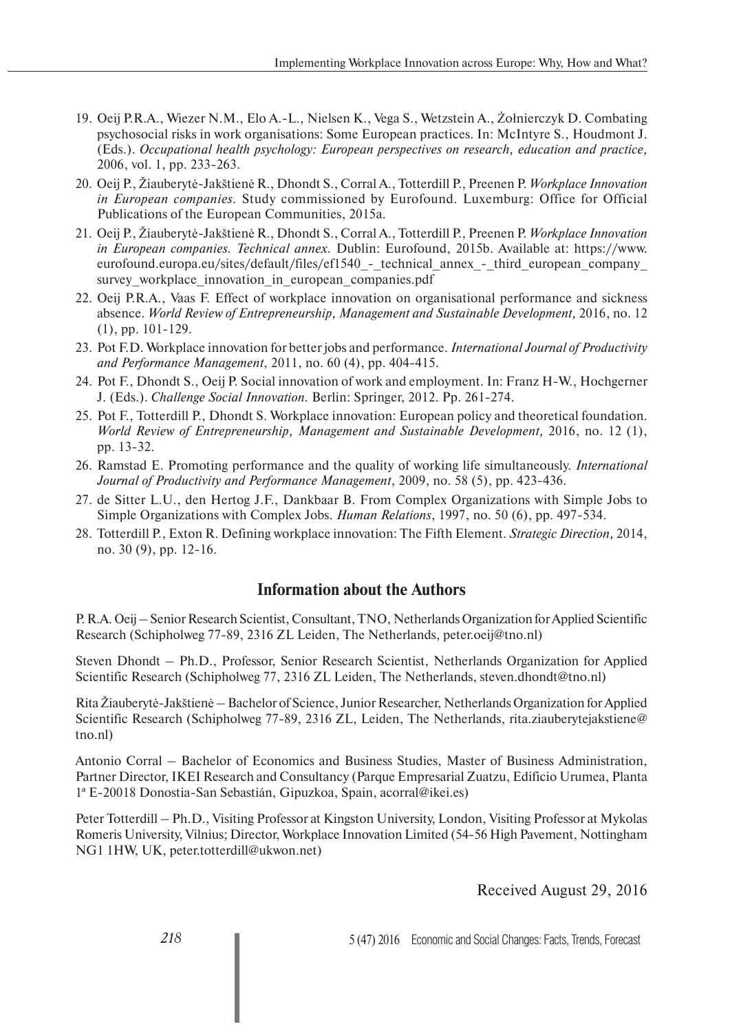19. Oeij P.R.A., Wiezer N.M., Elo A.-L., Nielsen K., Vega S., Wetzstein A., Żołnierczyk D. Combating psychosocial risks in work organisations: Some European practices. In: McIntyre S., Houdmont J. (Eds.). *Occupational health psychology: European perspectives on research, education and practice,* 2006, vol. 1, pp. 233-263.
20. Oeij P., Žiauberytė-Jakštienė R., Dhondt S., Corral A., Totterdill P., Preenen P. *Workplace Innovation in European companies.* Study commissioned by Eurofound. Luxemburg: Office for Official Publications of the European Communities, 2015a.
21. Oeij P., Žiauberytė-Jakštienė R., Dhondt S., Corral A., Totterdill P., Preenen P. *Workplace Innovation in European companies. Technical annex.* Dublin: Eurofound, 2015b. Available at: https://www.eurofound.europa.eu/sites/default/files/ef1540_-_technical_annex_-_third_european_company_survey_workplace_innovation_in_european_companies.pdf
22. Oeij P.R.A., Vaas F. Effect of workplace innovation on organisational performance and sickness absence. *World Review of Entrepreneurship, Management and Sustainable Development,* 2016, no. 12 (1), pp. 101-129.
23. Pot F.D. Workplace innovation for better jobs and performance. *International Journal of Productivity and Performance Management*, 2011, no. 60 (4), pp. 404-415.
24. Pot F., Dhondt S., Oeij P. Social innovation of work and employment. In: Franz H-W., Hochgerner J. (Eds.). *Challenge Social Innovation.* Berlin: Springer, 2012. Pp. 261-274.
25. Pot F., Totterdill P., Dhondt S. Workplace innovation: European policy and theoretical foundation. *World Review of Entrepreneurship, Management and Sustainable Development,* 2016, no. 12 (1), pp. 13-32.
26. Ramstad E. Promoting performance and the quality of working life simultaneously. *International Journal of Productivity and Performance Management*, 2009, no. 58 (5), pp. 423-436.
27. de Sitter L.U., den Hertog J.F., Dankbaar B. From Complex Organizations with Simple Jobs to Simple Organizations with Complex Jobs. *Human Relations*, 1997, no. 50 (6), pp. 497-534.
28. Totterdill P., Exton R. Defining workplace innovation: The Fifth Element. *Strategic Direction,* 2014, no. 30 (9), pp. 12-16.

## Information about the Authors

P. R.A. Oeij – Senior Research Scientist, Consultant, TNO, Netherlands Organization for Applied Scientific Research (Schipholweg 77-89, 2316 ZL Leiden, The Netherlands, peter.oeij@tno.nl)

Steven Dhondt – Ph.D., Professor, Senior Research Scientist, Netherlands Organization for Applied Scientific Research (Schipholweg 77, 2316 ZL Leiden, The Netherlands, steven.dhondt@tno.nl)

Rita Žiauberytė-Jakštienė – Bachelor of Science, Junior Researcher, Netherlands Organization for Applied Scientific Research (Schipholweg 77-89, 2316 ZL, Leiden, The Netherlands, rita.ziauberytejakstiene@tno.nl)

Antonio Corral – Bachelor of Economics and Business Studies, Master of Business Administration, Partner Director, IKEI Research and Consultancy (Parque Empresarial Zuatzu, Edificio Urumea, Planta 1ª E-20018 Donostia-San Sebastián, Gipuzkoa, Spain, acorral@ikei.es)

Peter Totterdill – Ph.D., Visiting Professor at Kingston University, London, Visiting Professor at Mykolas Romeris University, Vilnius; Director, Workplace Innovation Limited (54-56 High Pavement, Nottingham NG1 1HW, UK, peter.totterdill@ukwon.net)

Received August 29, 2016